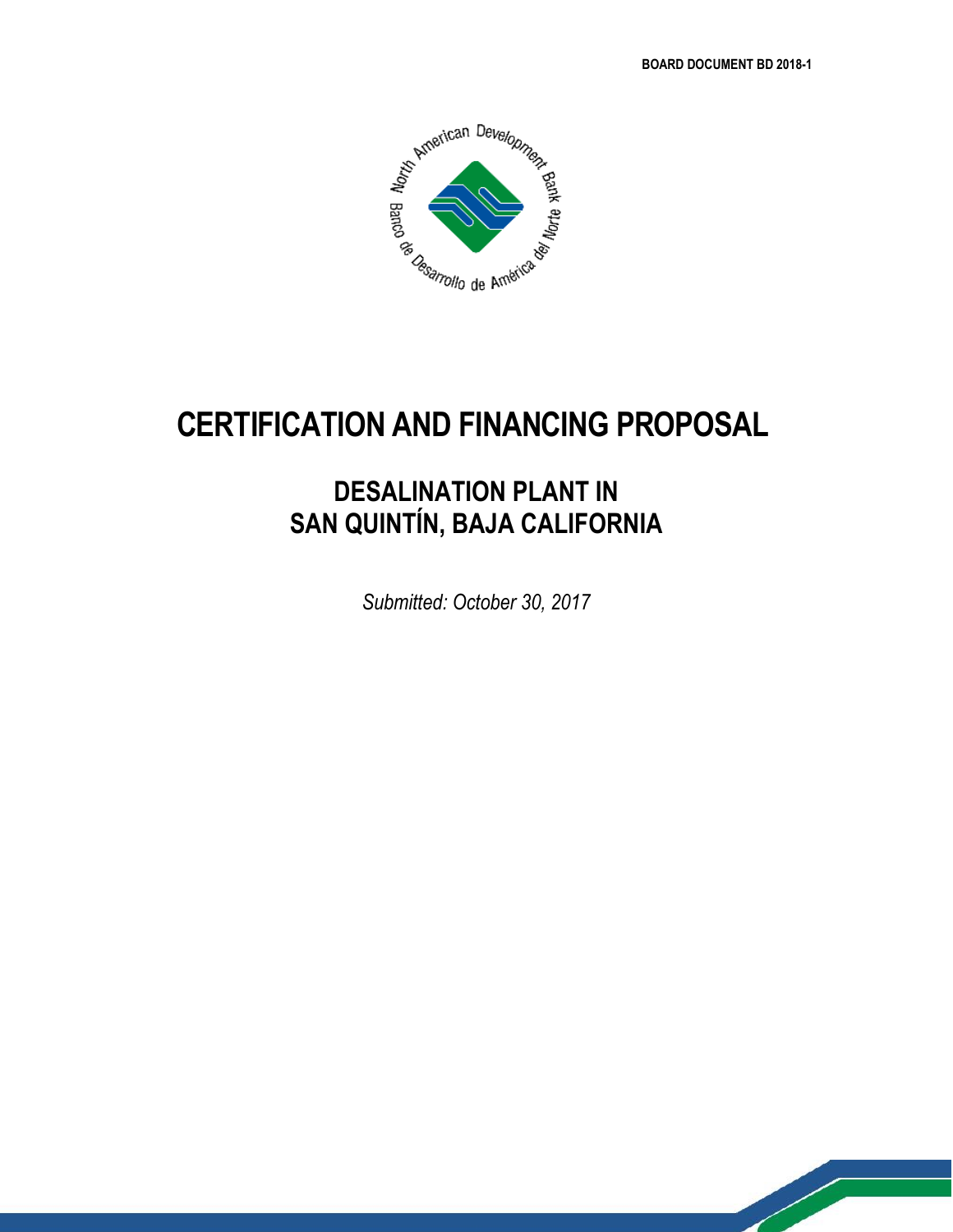BOARD DOCUMENT BD 2018-1

# CERTIFICATION AND FINANCING PROPOSAL

## DESALINATION PLANT IN SAN QUINTÍN, BAJA CALIFORNIA

*Submitted: October 30, 2017*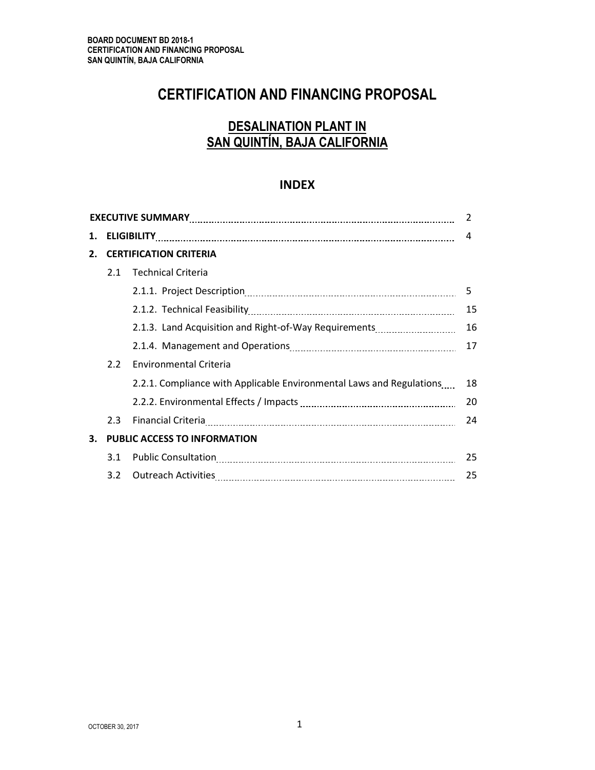# CERTIFICATION AND FINANCING PROPOSAL

## DESALINATION PLANT IN SAN QUINTÍN, BAJA CALIFORNIA

### INDEX

| | | | |
|---|---|---|---|
| **EXECUTIVE SUMMARY** | | | 2 |
| **1.** | **ELIGIBILITY** | | 4 |
| **2.** | **CERTIFICATION CRITERIA** | | |
| | 2.1 | Technical Criteria | |
| | | 2.1.1. Project Description | 5 |
| | | 2.1.2. Technical Feasibility | 15 |
| | | 2.1.3. Land Acquisition and Right-of-Way Requirements | 16 |
| | | 2.1.4. Management and Operations | 17 |
| | 2.2 | Environmental Criteria | |
| | | 2.2.1. Compliance with Applicable Environmental Laws and Regulations | 18 |
| | | 2.2.2. Environmental Effects / Impacts | 20 |
| | 2.3 | Financial Criteria | 24 |
| **3.** | **PUBLIC ACCESS TO INFORMATION** | | |
| | 3.1 | Public Consultation | 25 |
| | 3.2 | Outreach Activities | 25 |

OCTOBER 30, 2017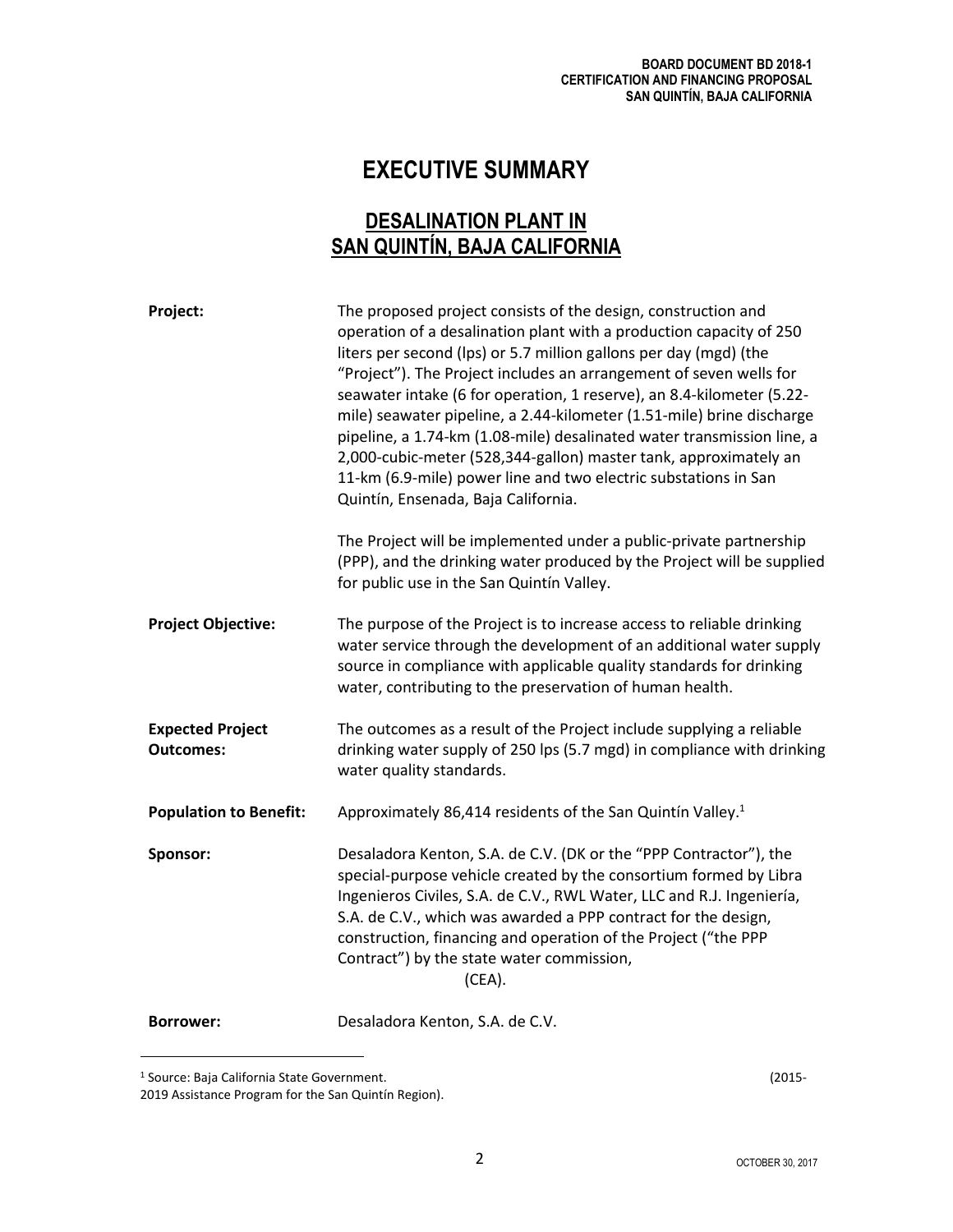# EXECUTIVE SUMMARY

## DESALINATION PLANT IN SAN QUINTÍN, BAJA CALIFORNIA

| | |
|---|---|
| **Project:** | The proposed project consists of the design, construction and operation of a desalination plant with a production capacity of 250 liters per second (lps) or 5.7 million gallons per day (mgd) (the "Project"). The Project includes an arrangement of seven wells for seawater intake (6 for operation, 1 reserve), an 8.4-kilometer (5.22-mile) seawater pipeline, a 2.44-kilometer (1.51-mile) brine discharge pipeline, a 1.74-km (1.08-mile) desalinated water transmission line, a 2,000-cubic-meter (528,344-gallon) master tank, approximately an 11-km (6.9-mile) power line and two electric substations in San Quintín, Ensenada, Baja California.<br><br>The Project will be implemented under a public-private partnership (PPP), and the drinking water produced by the Project will be supplied for public use in the San Quintín Valley. |
| **Project Objective:** | The purpose of the Project is to increase access to reliable drinking water service through the development of an additional water supply source in compliance with applicable quality standards for drinking water, contributing to the preservation of human health. |
| **Expected Project Outcomes:** | The outcomes as a result of the Project include supplying a reliable drinking water supply of 250 lps (5.7 mgd) in compliance with drinking water quality standards. |
| **Population to Benefit:** | Approximately 86,414 residents of the San Quintín Valley.[1] |
| **Sponsor:** | Desaladora Kenton, S.A. de C.V. (DK or the "PPP Contractor"), the special-purpose vehicle created by the consortium formed by Libra Ingenieros Civiles, S.A. de C.V., RWL Water, LLC and R.J. Ingeniería, S.A. de C.V., which was awarded a PPP contract for the design, construction, financing and operation of the Project ("the PPP Contract") by the state water commission, (CEA). |
| **Borrower:** | Desaladora Kenton, S.A. de C.V. |

[1] Source: Baja California State Government. (2015-2019 Assistance Program for the San Quintín Region).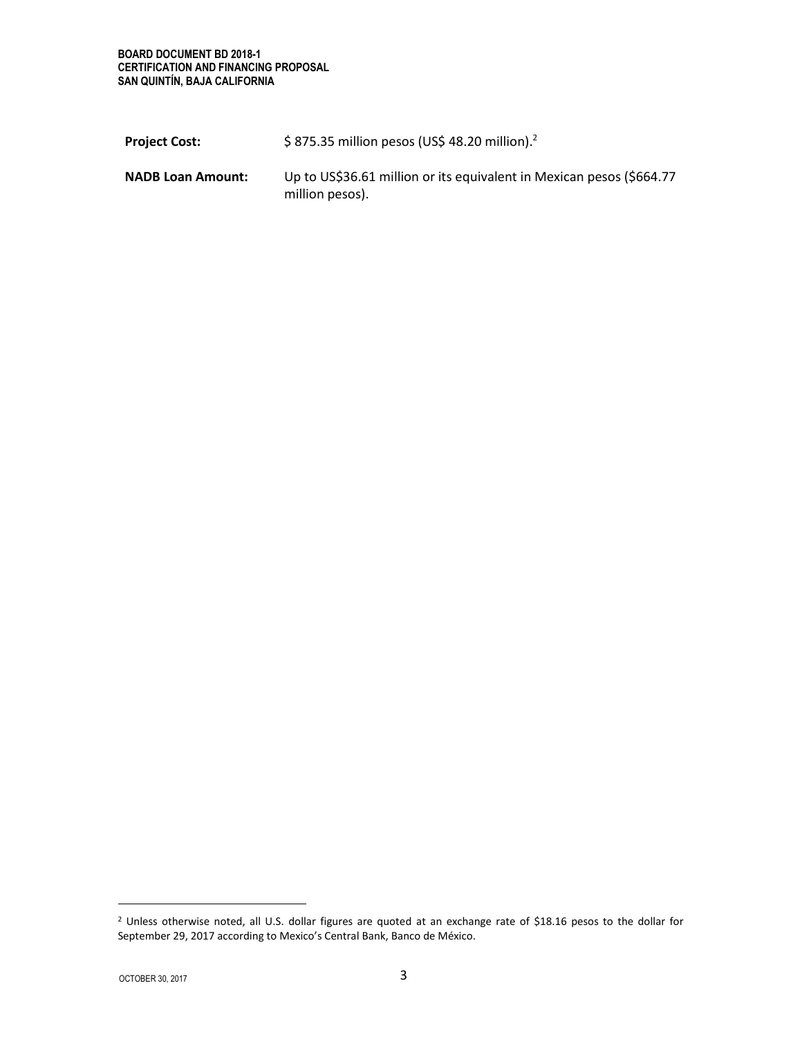**Project Cost:** $ 875.35 million pesos (US$ 48.20 million).[2]

**NADB Loan Amount:** Up to US$36.61 million or its equivalent in Mexican pesos ($664.77 million pesos).

---

[2] Unless otherwise noted, all U.S. dollar figures are quoted at an exchange rate of $18.16 pesos to the dollar for September 29, 2017 according to Mexico's Central Bank, Banco de México.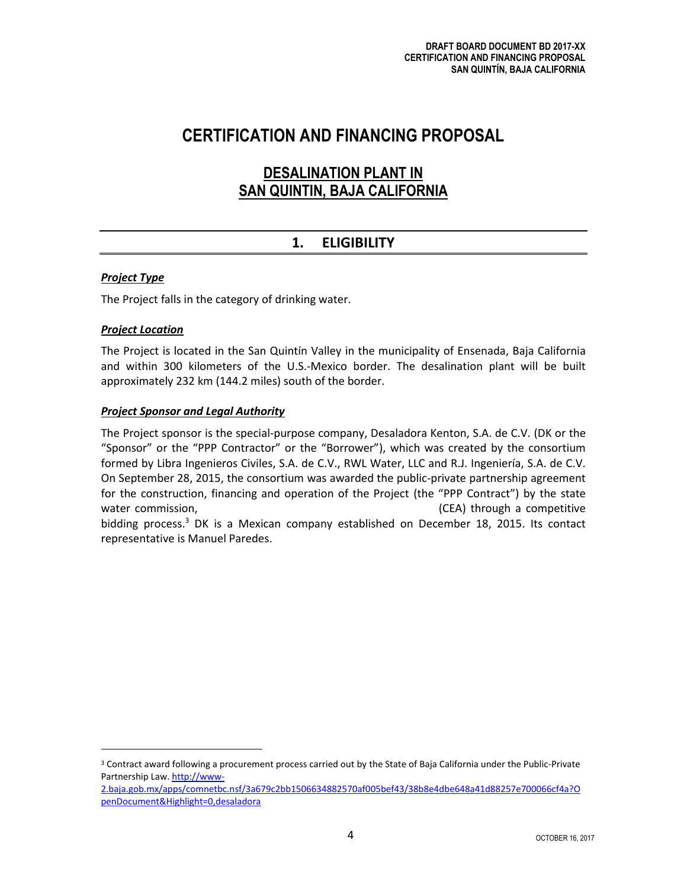# CERTIFICATION AND FINANCING PROPOSAL

## DESALINATION PLANT IN SAN QUINTIN, BAJA CALIFORNIA

## 1. ELIGIBILITY

***Project Type***

The Project falls in the category of drinking water.

***Project Location***

The Project is located in the San Quintín Valley in the municipality of Ensenada, Baja California and within 300 kilometers of the U.S.-Mexico border. The desalination plant will be built approximately 232 km (144.2 miles) south of the border.

***Project Sponsor and Legal Authority***

The Project sponsor is the special-purpose company, Desaladora Kenton, S.A. de C.V. (DK or the "Sponsor" or the "PPP Contractor" or the "Borrower"), which was created by the consortium formed by Libra Ingenieros Civiles, S.A. de C.V., RWL Water, LLC and R.J. Ingeniería, S.A. de C.V. On September 28, 2015, the consortium was awarded the public-private partnership agreement for the construction, financing and operation of the Project (the "PPP Contract") by the state water commission, (CEA) through a competitive bidding process.[3] DK is a Mexican company established on December 18, 2015. Its contact representative is Manuel Paredes.

---

[3] Contract award following a procurement process carried out by the State of Baja California under the Public-Private Partnership Law. http://www-2.baja.gob.mx/apps/comnetbc.nsf/3a679c2bb1506634882570af005bef43/38b8e4dbe648a41d88257e700066cf4a?OpenDocument&Highlight=0,desaladora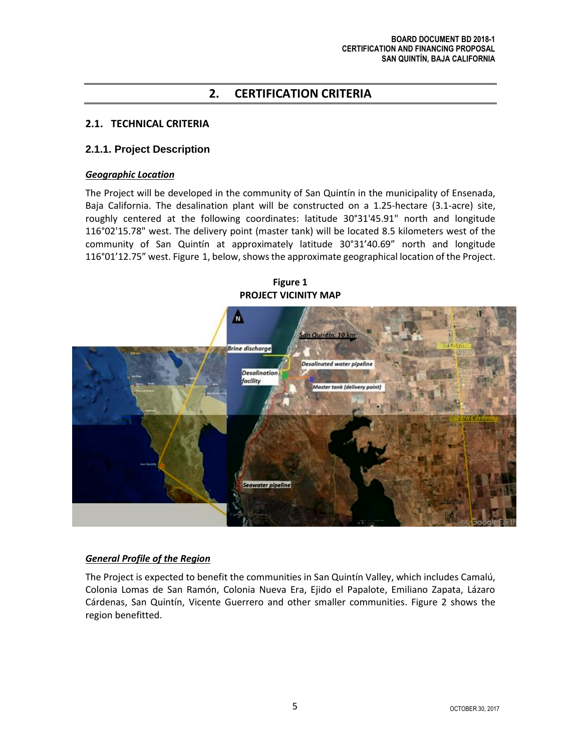## 2. CERTIFICATION CRITERIA

### 2.1. TECHNICAL CRITERIA

### 2.1.1. Project Description

***Geographic Location***

The Project will be developed in the community of San Quintín in the municipality of Ensenada, Baja California. The desalination plant will be constructed on a 1.25-hectare (3.1-acre) site, roughly centered at the following coordinates: latitude 30°31'45.91" north and longitude 116°02'15.78" west. The delivery point (master tank) will be located 8.5 kilometers west of the community of San Quintín at approximately latitude 30°31’40.69” north and longitude 116°01’12.75” west. Figure 1, below, shows the approximate geographical location of the Project.

**Figure 1**
**PROJECT VICINITY MAP**

***General Profile of the Region***

The Project is expected to benefit the communities in San Quintín Valley, which includes Camalú, Colonia Lomas de San Ramón, Colonia Nueva Era, Ejido el Papalote, Emiliano Zapata, Lázaro Cárdenas, San Quintín, Vicente Guerrero and other smaller communities. Figure 2 shows the region benefitted.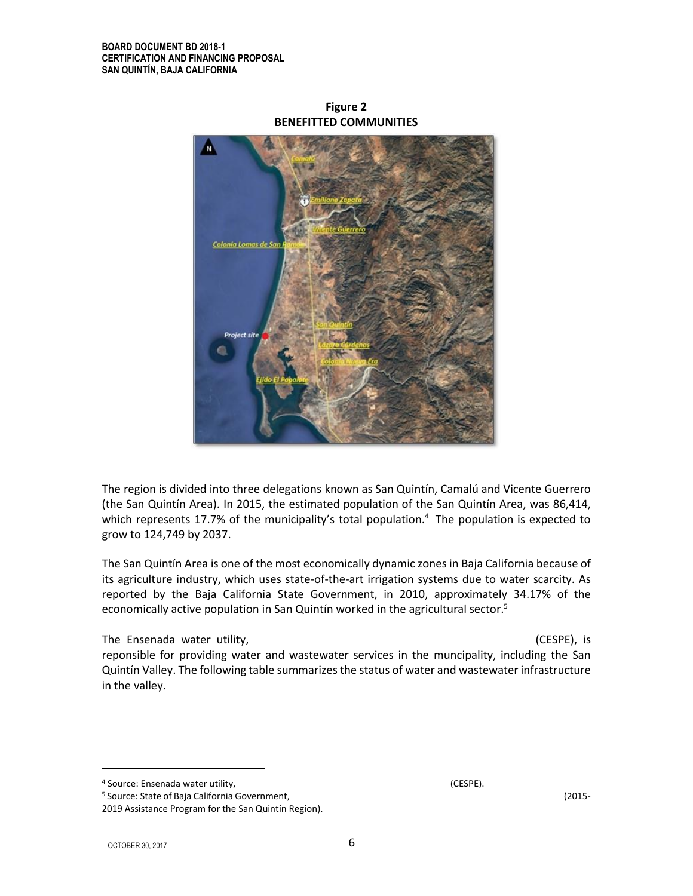**Figure 2**
**BENEFITTED COMMUNITIES**

The region is divided into three delegations known as San Quintín, Camalú and Vicente Guerrero (the San Quintín Area). In 2015, the estimated population of the San Quintín Area, was 86,414, which represents 17.7% of the municipality's total population.[4] The population is expected to grow to 124,749 by 2037.

The San Quintín Area is one of the most economically dynamic zones in Baja California because of its agriculture industry, which uses state-of-the-art irrigation systems due to water scarcity. As reported by the Baja California State Government, in 2010, approximately 34.17% of the economically active population in San Quintín worked in the agricultural sector.[5]

The Ensenada water utility, (CESPE), is reponsible for providing water and wastewater services in the muncipality, including the San Quintín Valley. The following table summarizes the status of water and wastewater infrastructure in the valley.

---

[4] Source: Ensenada water utility, (CESPE).

[5] Source: State of Baja California Government, (2015-2019 Assistance Program for the San Quintín Region).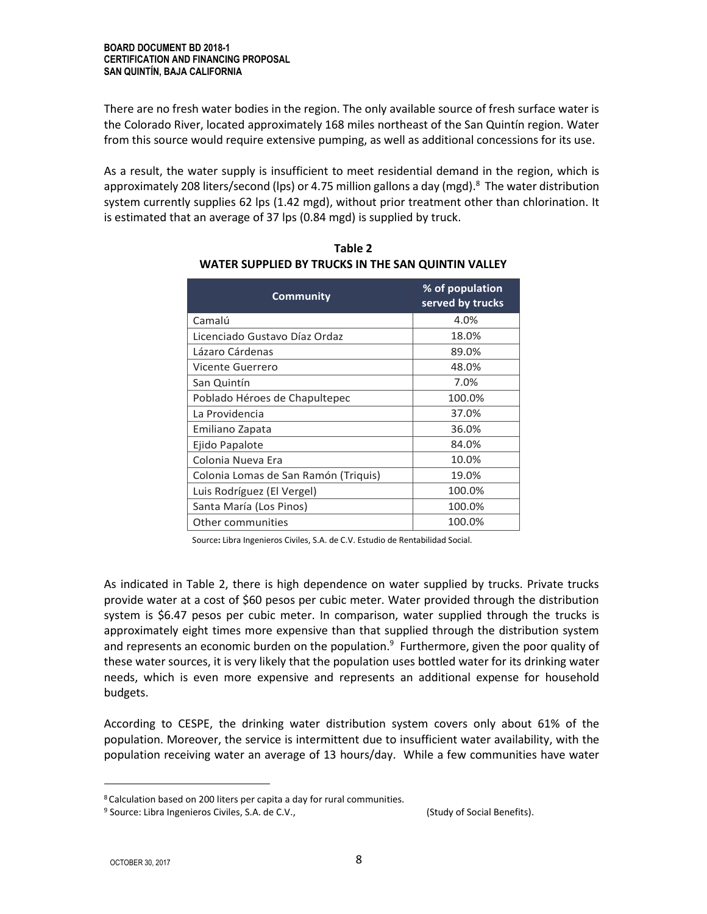There are no fresh water bodies in the region. The only available source of fresh surface water is the Colorado River, located approximately 168 miles northeast of the San Quintín region. Water from this source would require extensive pumping, as well as additional concessions for its use.

As a result, the water supply is insufficient to meet residential demand in the region, which is approximately 208 liters/second (lps) or 4.75 million gallons a day (mgd).[8] The water distribution system currently supplies 62 lps (1.42 mgd), without prior treatment other than chlorination. It is estimated that an average of 37 lps (0.84 mgd) is supplied by truck.

**Table 2**
**WATER SUPPLIED BY TRUCKS IN THE SAN QUINTIN VALLEY**

| Community | % of population served by trucks |
|---|---|
| Camalú | 4.0% |
| Licenciado Gustavo Díaz Ordaz | 18.0% |
| Lázaro Cárdenas | 89.0% |
| Vicente Guerrero | 48.0% |
| San Quintín | 7.0% |
| Poblado Héroes de Chapultepec | 100.0% |
| La Providencia | 37.0% |
| Emiliano Zapata | 36.0% |
| Ejido Papalote | 84.0% |
| Colonia Nueva Era | 10.0% |
| Colonia Lomas de San Ramón (Triquis) | 19.0% |
| Luis Rodríguez (El Vergel) | 100.0% |
| Santa María (Los Pinos) | 100.0% |
| Other communities | 100.0% |

Source: Libra Ingenieros Civiles, S.A. de C.V. Estudio de Rentabilidad Social.

As indicated in Table 2, there is high dependence on water supplied by trucks. Private trucks provide water at a cost of $60 pesos per cubic meter. Water provided through the distribution system is $6.47 pesos per cubic meter. In comparison, water supplied through the trucks is approximately eight times more expensive than that supplied through the distribution system and represents an economic burden on the population.[9] Furthermore, given the poor quality of these water sources, it is very likely that the population uses bottled water for its drinking water needs, which is even more expensive and represents an additional expense for household budgets.

According to CESPE, the drinking water distribution system covers only about 61% of the population. Moreover, the service is intermittent due to insufficient water availability, with the population receiving water an average of 13 hours/day. While a few communities have water

---

[8] Calculation based on 200 liters per capita a day for rural communities.

[9] Source: Libra Ingenieros Civiles, S.A. de C.V., (Study of Social Benefits).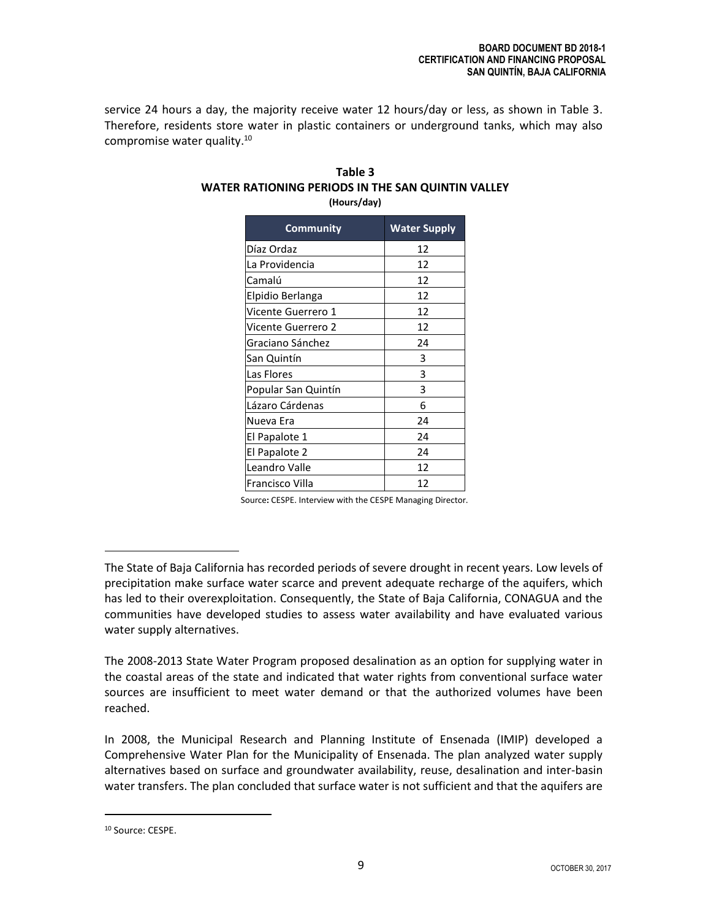service 24 hours a day, the majority receive water 12 hours/day or less, as shown in Table 3. Therefore, residents store water in plastic containers or underground tanks, which may also compromise water quality.[10]

**Table 3**
**WATER RATIONING PERIODS IN THE SAN QUINTIN VALLEY**
**(Hours/day)**

| Community | Water Supply |
|---|---|
| Díaz Ordaz | 12 |
| La Providencia | 12 |
| Camalú | 12 |
| Elpidio Berlanga | 12 |
| Vicente Guerrero 1 | 12 |
| Vicente Guerrero 2 | 12 |
| Graciano Sánchez | 24 |
| San Quintín | 3 |
| Las Flores | 3 |
| Popular San Quintín | 3 |
| Lázaro Cárdenas | 6 |
| Nueva Era | 24 |
| El Papalote 1 | 24 |
| El Papalote 2 | 24 |
| Leandro Valle | 12 |
| Francisco Villa | 12 |

Source**:** CESPE. Interview with the CESPE Managing Director.

The State of Baja California has recorded periods of severe drought in recent years. Low levels of precipitation make surface water scarce and prevent adequate recharge of the aquifers, which has led to their overexploitation. Consequently, the State of Baja California, CONAGUA and the communities have developed studies to assess water availability and have evaluated various water supply alternatives.

The 2008-2013 State Water Program proposed desalination as an option for supplying water in the coastal areas of the state and indicated that water rights from conventional surface water sources are insufficient to meet water demand or that the authorized volumes have been reached.

In 2008, the Municipal Research and Planning Institute of Ensenada (IMIP) developed a Comprehensive Water Plan for the Municipality of Ensenada. The plan analyzed water supply alternatives based on surface and groundwater availability, reuse, desalination and inter-basin water transfers. The plan concluded that surface water is not sufficient and that the aquifers are

[10] Source: CESPE.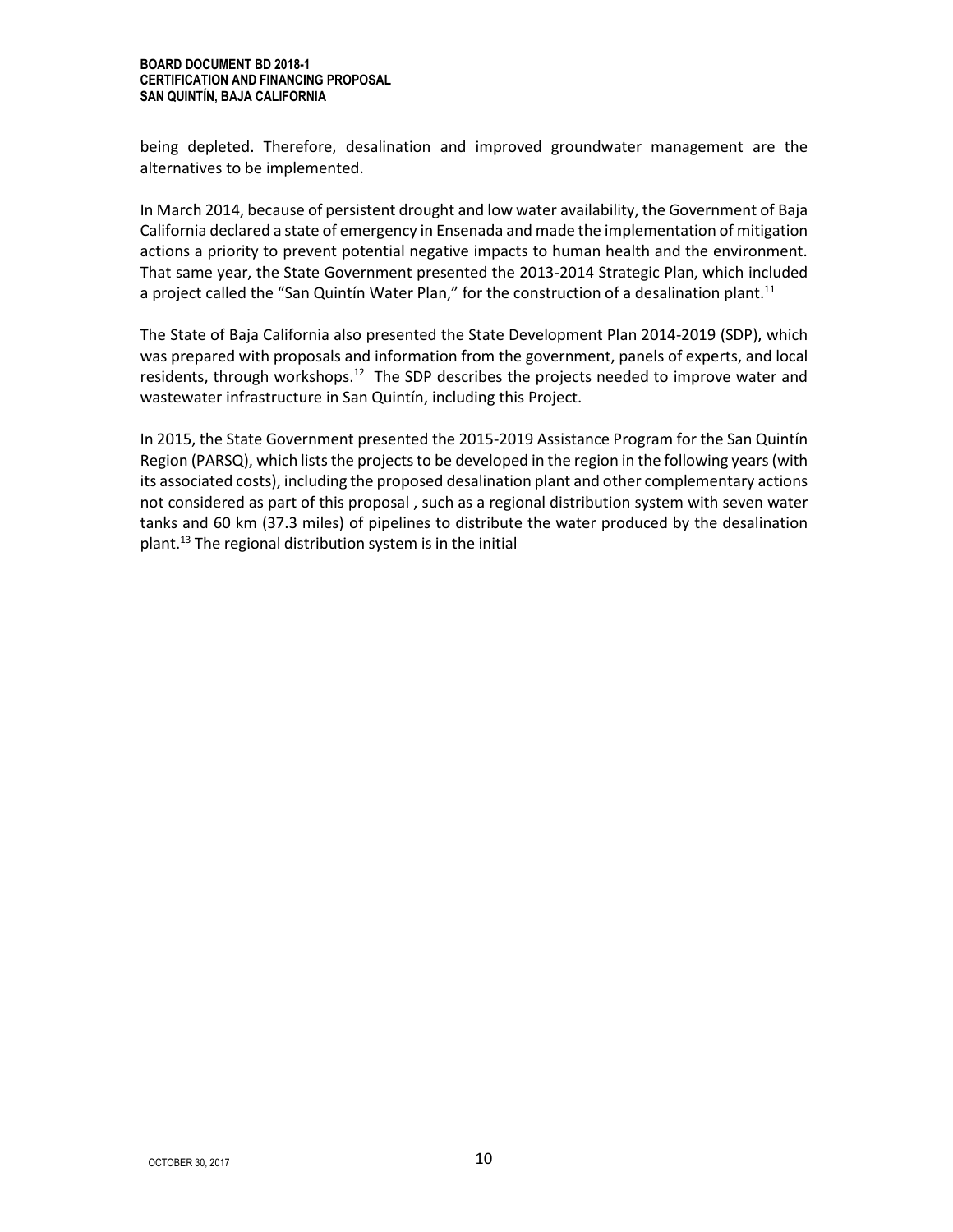being depleted. Therefore, desalination and improved groundwater management are the alternatives to be implemented.

In March 2014, because of persistent drought and low water availability, the Government of Baja California declared a state of emergency in Ensenada and made the implementation of mitigation actions a priority to prevent potential negative impacts to human health and the environment. That same year, the State Government presented the 2013-2014 Strategic Plan, which included a project called the "San Quintín Water Plan," for the construction of a desalination plant.[11]

The State of Baja California also presented the State Development Plan 2014-2019 (SDP), which was prepared with proposals and information from the government, panels of experts, and local residents, through workshops.[12] The SDP describes the projects needed to improve water and wastewater infrastructure in San Quintín, including this Project.

In 2015, the State Government presented the 2015-2019 Assistance Program for the San Quintín Region (PARSQ), which lists the projects to be developed in the region in the following years (with its associated costs), including the proposed desalination plant and other complementary actions not considered as part of this proposal , such as a regional distribution system with seven water tanks and 60 km (37.3 miles) of pipelines to distribute the water produced by the desalination plant.[13] The regional distribution system is in the initial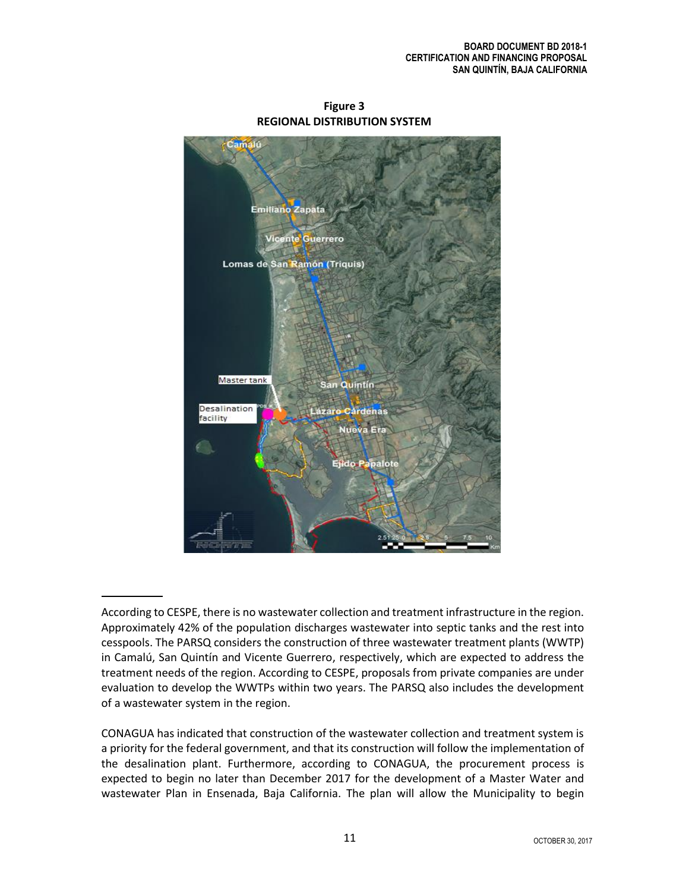**Figure 3**
**REGIONAL DISTRIBUTION SYSTEM**

According to CESPE, there is no wastewater collection and treatment infrastructure in the region. Approximately 42% of the population discharges wastewater into septic tanks and the rest into cesspools. The PARSQ considers the construction of three wastewater treatment plants (WWTP) in Camalú, San Quintín and Vicente Guerrero, respectively, which are expected to address the treatment needs of the region. According to CESPE, proposals from private companies are under evaluation to develop the WWTPs within two years. The PARSQ also includes the development of a wastewater system in the region.

CONAGUA has indicated that construction of the wastewater collection and treatment system is a priority for the federal government, and that its construction will follow the implementation of the desalination plant. Furthermore, according to CONAGUA, the procurement process is expected to begin no later than December 2017 for the development of a Master Water and wastewater Plan in Ensenada, Baja California. The plan will allow the Municipality to begin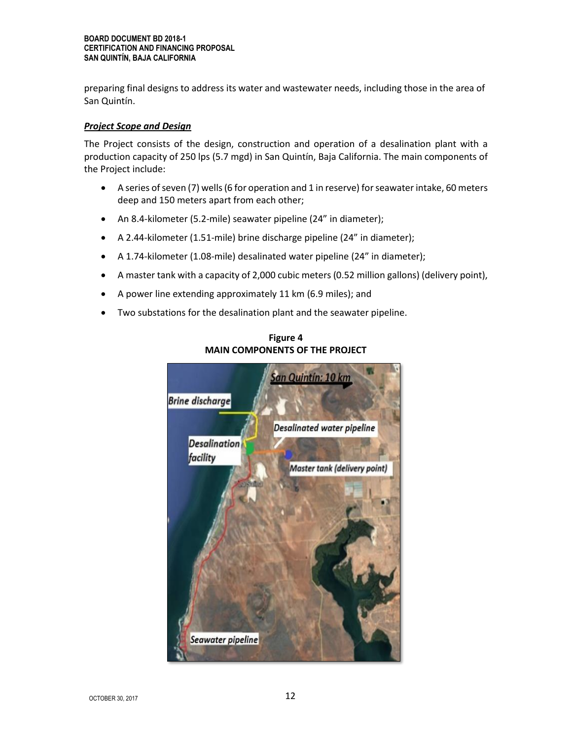preparing final designs to address its water and wastewater needs, including those in the area of San Quintín.

***Project Scope and Design***

The Project consists of the design, construction and operation of a desalination plant with a production capacity of 250 lps (5.7 mgd) in San Quintín, Baja California. The main components of the Project include:

- A series of seven (7) wells (6 for operation and 1 in reserve) for seawater intake, 60 meters deep and 150 meters apart from each other;
- An 8.4-kilometer (5.2-mile) seawater pipeline (24" in diameter);
- A 2.44-kilometer (1.51-mile) brine discharge pipeline (24" in diameter);
- A 1.74-kilometer (1.08-mile) desalinated water pipeline (24" in diameter);
- A master tank with a capacity of 2,000 cubic meters (0.52 million gallons) (delivery point),
- A power line extending approximately 11 km (6.9 miles); and
- Two substations for the desalination plant and the seawater pipeline.

**Figure 4**
**MAIN COMPONENTS OF THE PROJECT**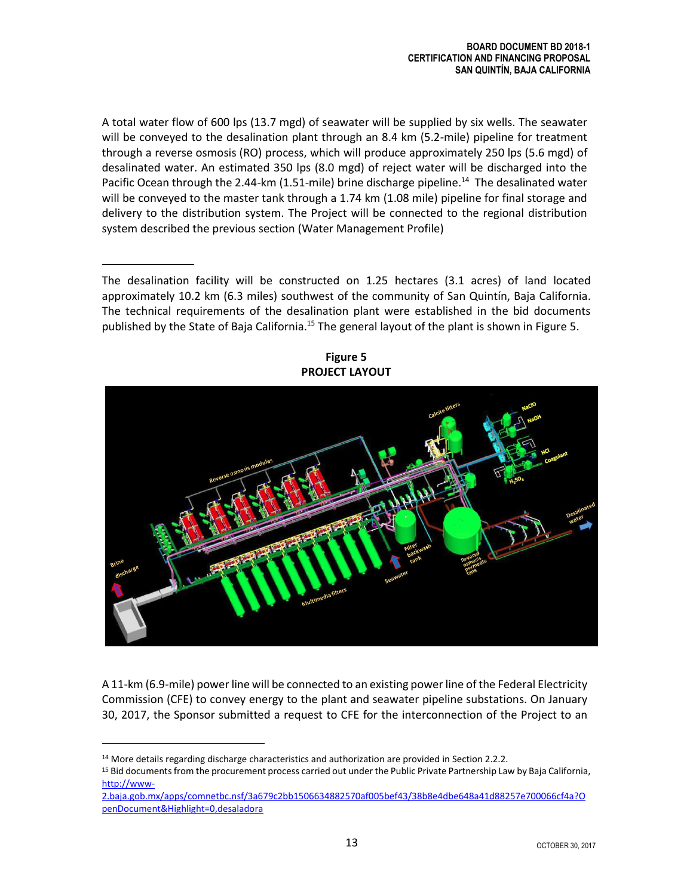A total water flow of 600 lps (13.7 mgd) of seawater will be supplied by six wells. The seawater will be conveyed to the desalination plant through an 8.4 km (5.2-mile) pipeline for treatment through a reverse osmosis (RO) process, which will produce approximately 250 lps (5.6 mgd) of desalinated water. An estimated 350 lps (8.0 mgd) of reject water will be discharged into the Pacific Ocean through the 2.44-km (1.51-mile) brine discharge pipeline.[14] The desalinated water will be conveyed to the master tank through a 1.74 km (1.08 mile) pipeline for final storage and delivery to the distribution system. The Project will be connected to the regional distribution system described the previous section (Water Management Profile)

The desalination facility will be constructed on 1.25 hectares (3.1 acres) of land located approximately 10.2 km (6.3 miles) southwest of the community of San Quintín, Baja California. The technical requirements of the desalination plant were established in the bid documents published by the State of Baja California.[15] The general layout of the plant is shown in Figure 5.

**Figure 5**
**PROJECT LAYOUT**

A 11-km (6.9-mile) power line will be connected to an existing power line of the Federal Electricity Commission (CFE) to convey energy to the plant and seawater pipeline substations. On January 30, 2017, the Sponsor submitted a request to CFE for the interconnection of the Project to an

---

[14] More details regarding discharge characteristics and authorization are provided in Section 2.2.2.

[15] Bid documents from the procurement process carried out under the Public Private Partnership Law by Baja California, http://www-2.baja.gob.mx/apps/comnetbc.nsf/3a679c2bb1506634882570af005bef43/38b8e4dbe648a41d88257e700066cf4a?OpenDocument&Highlight=0,desaladora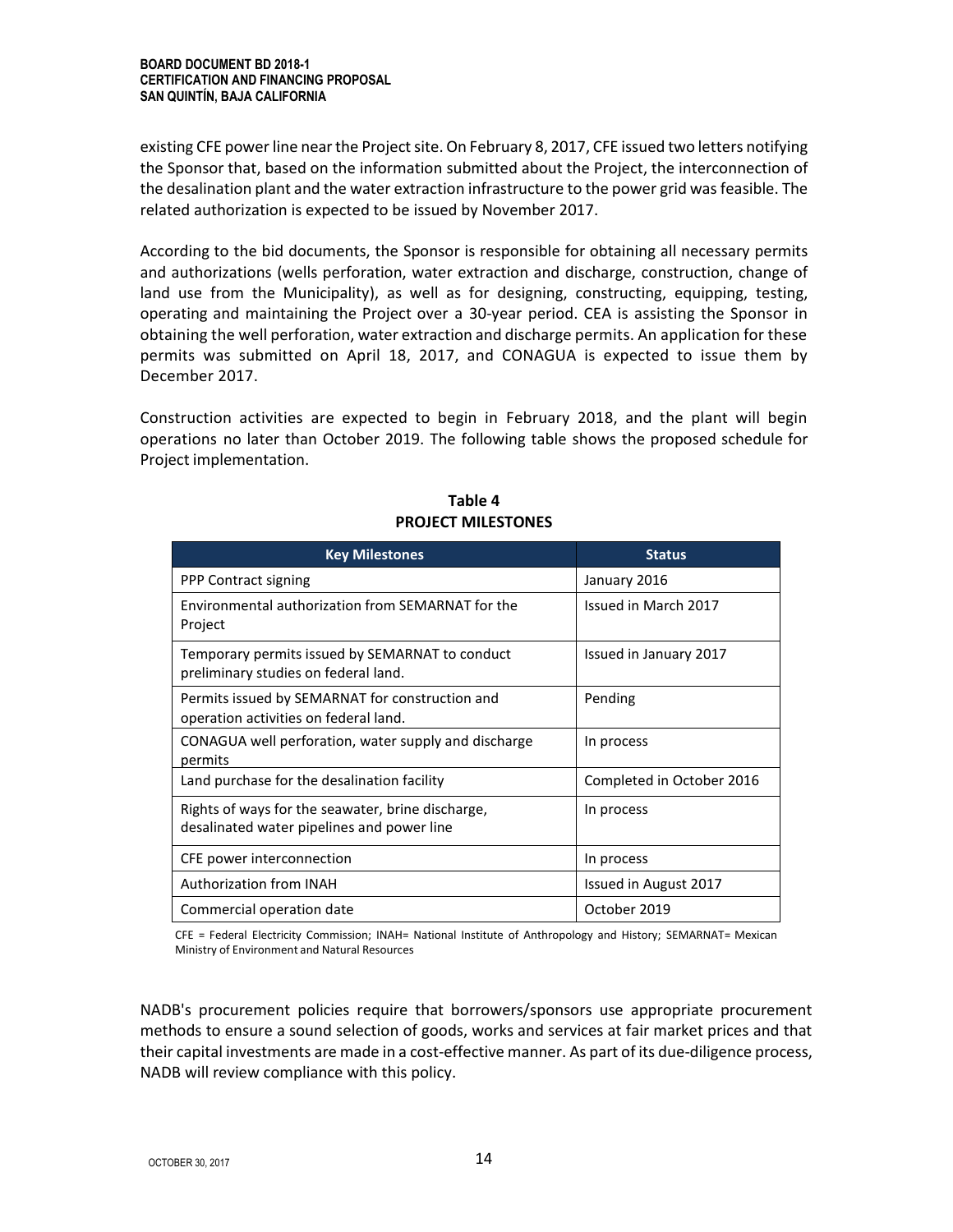existing CFE power line near the Project site. On February 8, 2017, CFE issued two letters notifying the Sponsor that, based on the information submitted about the Project, the interconnection of the desalination plant and the water extraction infrastructure to the power grid was feasible. The related authorization is expected to be issued by November 2017.

According to the bid documents, the Sponsor is responsible for obtaining all necessary permits and authorizations (wells perforation, water extraction and discharge, construction, change of land use from the Municipality), as well as for designing, constructing, equipping, testing, operating and maintaining the Project over a 30-year period. CEA is assisting the Sponsor in obtaining the well perforation, water extraction and discharge permits. An application for these permits was submitted on April 18, 2017, and CONAGUA is expected to issue them by December 2017.

Construction activities are expected to begin in February 2018, and the plant will begin operations no later than October 2019. The following table shows the proposed schedule for Project implementation.

**Table 4**
**PROJECT MILESTONES**

| Key Milestones | Status |
|---|---|
| PPP Contract signing | January 2016 |
| Environmental authorization from SEMARNAT for the Project | Issued in March 2017 |
| Temporary permits issued by SEMARNAT to conduct preliminary studies on federal land. | Issued in January 2017 |
| Permits issued by SEMARNAT for construction and operation activities on federal land. | Pending |
| CONAGUA well perforation, water supply and discharge permits | In process |
| Land purchase for the desalination facility | Completed in October 2016 |
| Rights of ways for the seawater, brine discharge, desalinated water pipelines and power line | In process |
| CFE power interconnection | In process |
| Authorization from INAH | Issued in August 2017 |
| Commercial operation date | October 2019 |

CFE = Federal Electricity Commission; INAH= National Institute of Anthropology and History; SEMARNAT= Mexican Ministry of Environment and Natural Resources

NADB's procurement policies require that borrowers/sponsors use appropriate procurement methods to ensure a sound selection of goods, works and services at fair market prices and that their capital investments are made in a cost-effective manner. As part of its due-diligence process, NADB will review compliance with this policy.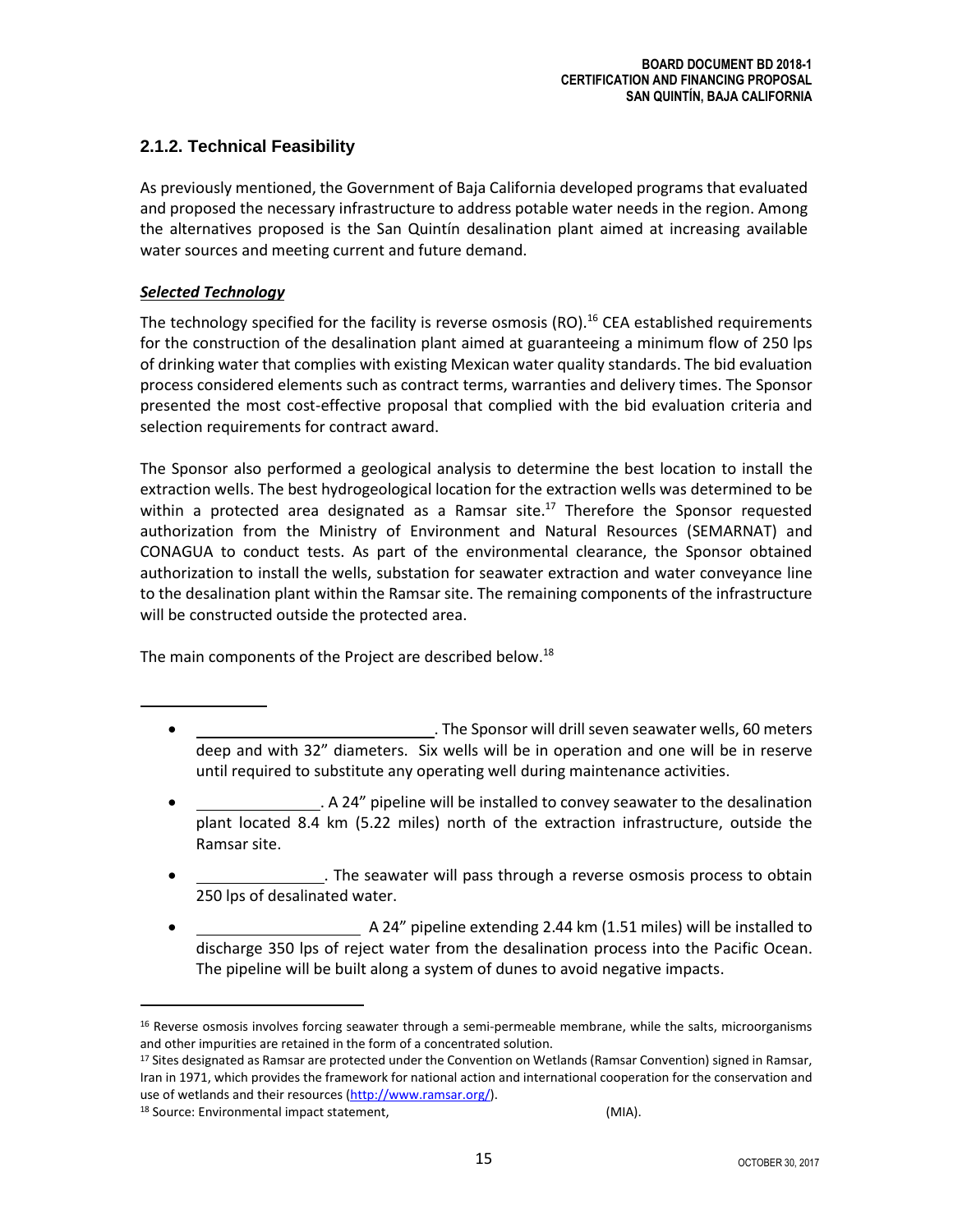## 2.1.2. Technical Feasibility

As previously mentioned, the Government of Baja California developed programs that evaluated and proposed the necessary infrastructure to address potable water needs in the region. Among the alternatives proposed is the San Quintín desalination plant aimed at increasing available water sources and meeting current and future demand.

***Selected Technology***

The technology specified for the facility is reverse osmosis (RO).[16] CEA established requirements for the construction of the desalination plant aimed at guaranteeing a minimum flow of 250 lps of drinking water that complies with existing Mexican water quality standards. The bid evaluation process considered elements such as contract terms, warranties and delivery times. The Sponsor presented the most cost-effective proposal that complied with the bid evaluation criteria and selection requirements for contract award.

The Sponsor also performed a geological analysis to determine the best location to install the extraction wells. The best hydrogeological location for the extraction wells was determined to be within a protected area designated as a Ramsar site.[17] Therefore the Sponsor requested authorization from the Ministry of Environment and Natural Resources (SEMARNAT) and CONAGUA to conduct tests. As part of the environmental clearance, the Sponsor obtained authorization to install the wells, substation for seawater extraction and water conveyance line to the desalination plant within the Ramsar site. The remaining components of the infrastructure will be constructed outside the protected area.

The main components of the Project are described below.[18]

- ______. The Sponsor will drill seven seawater wells, 60 meters deep and with 32" diameters. Six wells will be in operation and one will be in reserve until required to substitute any operating well during maintenance activities.
- ______. A 24" pipeline will be installed to convey seawater to the desalination plant located 8.4 km (5.22 miles) north of the extraction infrastructure, outside the Ramsar site.
- ______. The seawater will pass through a reverse osmosis process to obtain 250 lps of desalinated water.
- ______ A 24" pipeline extending 2.44 km (1.51 miles) will be installed to discharge 350 lps of reject water from the desalination process into the Pacific Ocean. The pipeline will be built along a system of dunes to avoid negative impacts.

---

[16] Reverse osmosis involves forcing seawater through a semi-permeable membrane, while the salts, microorganisms and other impurities are retained in the form of a concentrated solution.

[17] Sites designated as Ramsar are protected under the Convention on Wetlands (Ramsar Convention) signed in Ramsar, Iran in 1971, which provides the framework for national action and international cooperation for the conservation and use of wetlands and their resources (http://www.ramsar.org/).

[18] Source: Environmental impact statement, (MIA).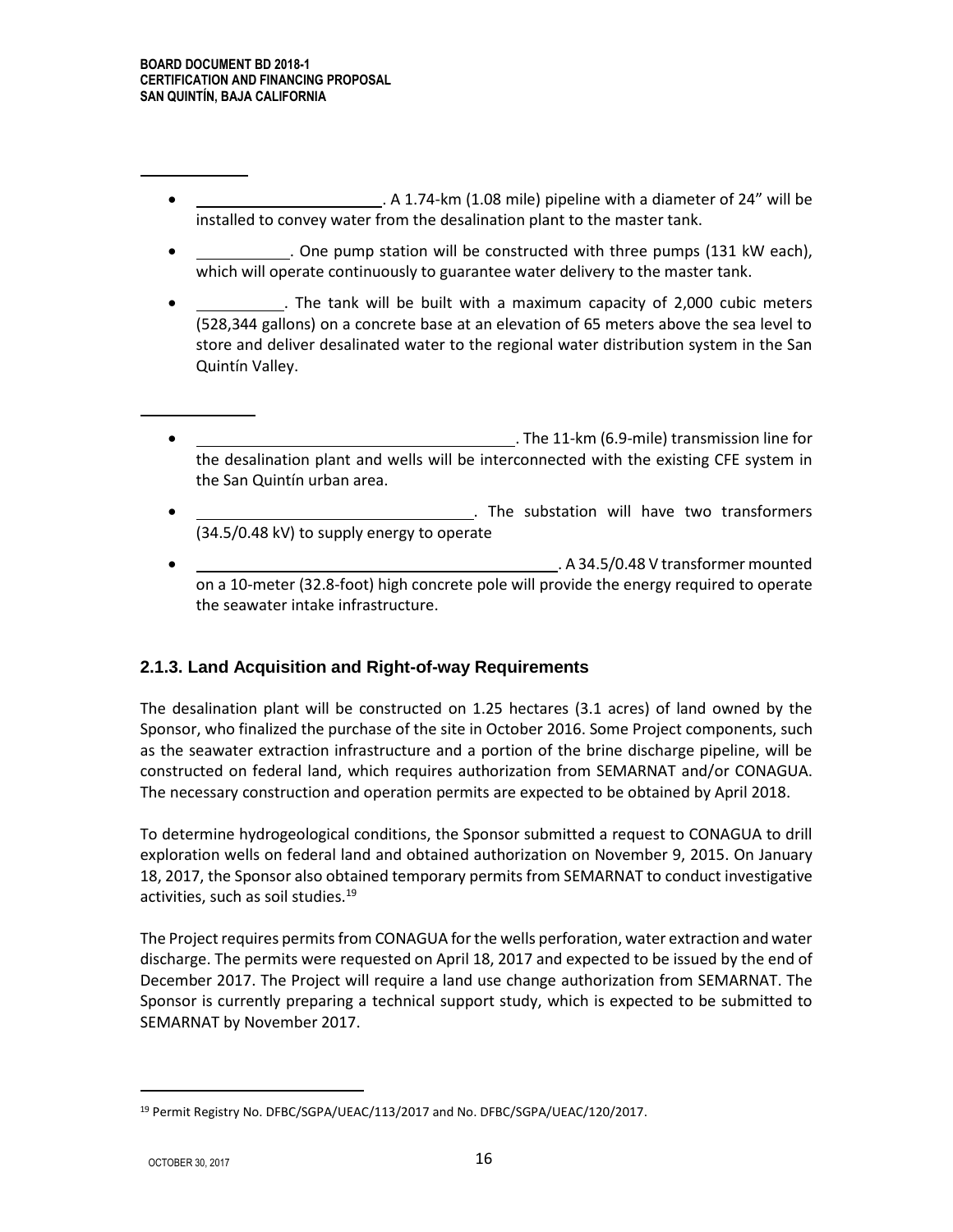- . A 1.74-km (1.08 mile) pipeline with a diameter of 24" will be installed to convey water from the desalination plant to the master tank.
- . One pump station will be constructed with three pumps (131 kW each), which will operate continuously to guarantee water delivery to the master tank.
- . The tank will be built with a maximum capacity of 2,000 cubic meters (528,344 gallons) on a concrete base at an elevation of 65 meters above the sea level to store and deliver desalinated water to the regional water distribution system in the San Quintín Valley.

- . The 11-km (6.9-mile) transmission line for the desalination plant and wells will be interconnected with the existing CFE system in the San Quintín urban area.
- . The substation will have two transformers (34.5/0.48 kV) to supply energy to operate
- . A 34.5/0.48 V transformer mounted on a 10-meter (32.8-foot) high concrete pole will provide the energy required to operate the seawater intake infrastructure.

### 2.1.3. Land Acquisition and Right-of-way Requirements

The desalination plant will be constructed on 1.25 hectares (3.1 acres) of land owned by the Sponsor, who finalized the purchase of the site in October 2016. Some Project components, such as the seawater extraction infrastructure and a portion of the brine discharge pipeline, will be constructed on federal land, which requires authorization from SEMARNAT and/or CONAGUA. The necessary construction and operation permits are expected to be obtained by April 2018.

To determine hydrogeological conditions, the Sponsor submitted a request to CONAGUA to drill exploration wells on federal land and obtained authorization on November 9, 2015. On January 18, 2017, the Sponsor also obtained temporary permits from SEMARNAT to conduct investigative activities, such as soil studies.[19]

The Project requires permits from CONAGUA for the wells perforation, water extraction and water discharge. The permits were requested on April 18, 2017 and expected to be issued by the end of December 2017. The Project will require a land use change authorization from SEMARNAT. The Sponsor is currently preparing a technical support study, which is expected to be submitted to SEMARNAT by November 2017.

[19] Permit Registry No. DFBC/SGPA/UEAC/113/2017 and No. DFBC/SGPA/UEAC/120/2017.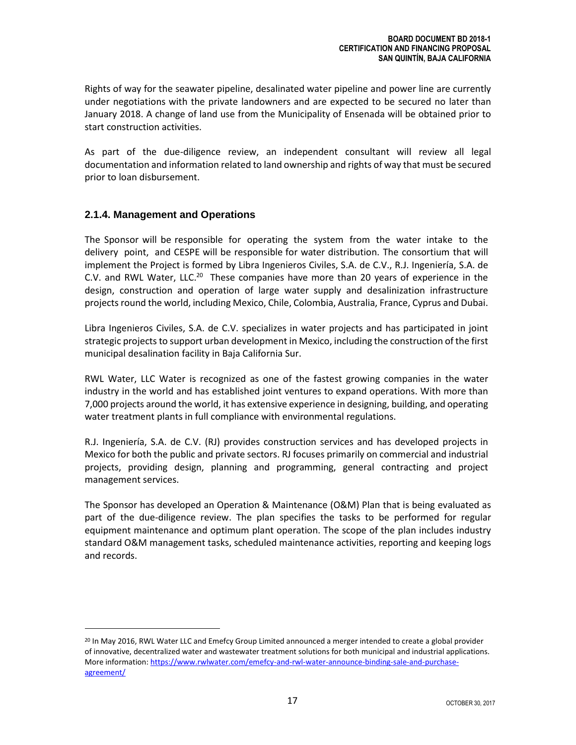Rights of way for the seawater pipeline, desalinated water pipeline and power line are currently under negotiations with the private landowners and are expected to be secured no later than January 2018. A change of land use from the Municipality of Ensenada will be obtained prior to start construction activities.

As part of the due-diligence review, an independent consultant will review all legal documentation and information related to land ownership and rights of way that must be secured prior to loan disbursement.

### 2.1.4. Management and Operations

The Sponsor will be responsible for operating the system from the water intake to the delivery point, and CESPE will be responsible for water distribution. The consortium that will implement the Project is formed by Libra Ingenieros Civiles, S.A. de C.V., R.J. Ingeniería, S.A. de C.V. and RWL Water, LLC.[20] These companies have more than 20 years of experience in the design, construction and operation of large water supply and desalinization infrastructure projects round the world, including Mexico, Chile, Colombia, Australia, France, Cyprus and Dubai.

Libra Ingenieros Civiles, S.A. de C.V. specializes in water projects and has participated in joint strategic projects to support urban development in Mexico, including the construction of the first municipal desalination facility in Baja California Sur.

RWL Water, LLC Water is recognized as one of the fastest growing companies in the water industry in the world and has established joint ventures to expand operations. With more than 7,000 projects around the world, it has extensive experience in designing, building, and operating water treatment plants in full compliance with environmental regulations.

R.J. Ingeniería, S.A. de C.V. (RJ) provides construction services and has developed projects in Mexico for both the public and private sectors. RJ focuses primarily on commercial and industrial projects, providing design, planning and programming, general contracting and project management services.

The Sponsor has developed an Operation & Maintenance (O&M) Plan that is being evaluated as part of the due-diligence review. The plan specifies the tasks to be performed for regular equipment maintenance and optimum plant operation. The scope of the plan includes industry standard O&M management tasks, scheduled maintenance activities, reporting and keeping logs and records.

---

[20] In May 2016, RWL Water LLC and Emefcy Group Limited announced a merger intended to create a global provider of innovative, decentralized water and wastewater treatment solutions for both municipal and industrial applications. More information: https://www.rwlwater.com/emefcy-and-rwl-water-announce-binding-sale-and-purchase-agreement/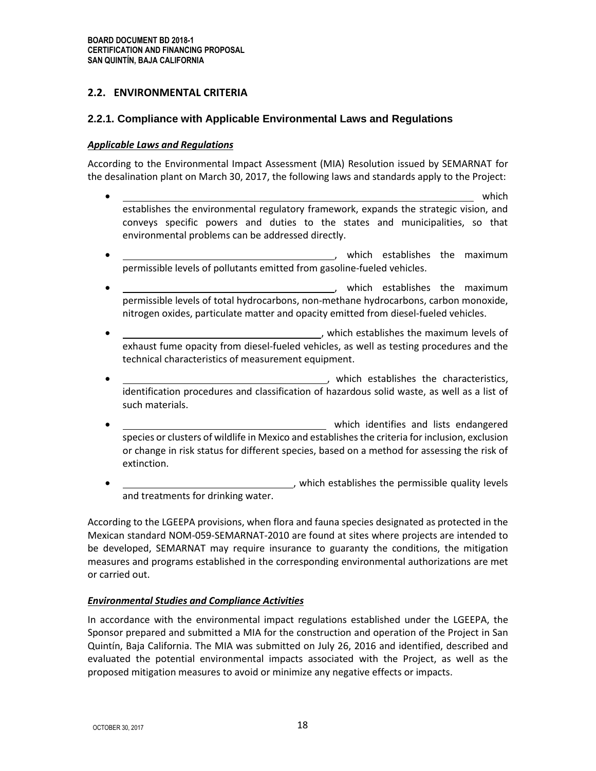## 2.2. ENVIRONMENTAL CRITERIA

### 2.2.1. Compliance with Applicable Environmental Laws and Regulations

***Applicable Laws and Regulations***

According to the Environmental Impact Assessment (MIA) Resolution issued by SEMARNAT for the desalination plant on March 30, 2017, the following laws and standards apply to the Project:

- which establishes the environmental regulatory framework, expands the strategic vision, and conveys specific powers and duties to the states and municipalities, so that environmental problems can be addressed directly.
- , which establishes the maximum permissible levels of pollutants emitted from gasoline-fueled vehicles.
- , which establishes the maximum permissible levels of total hydrocarbons, non-methane hydrocarbons, carbon monoxide, nitrogen oxides, particulate matter and opacity emitted from diesel-fueled vehicles.
- , which establishes the maximum levels of exhaust fume opacity from diesel-fueled vehicles, as well as testing procedures and the technical characteristics of measurement equipment.
- , which establishes the characteristics, identification procedures and classification of hazardous solid waste, as well as a list of such materials.
- which identifies and lists endangered species or clusters of wildlife in Mexico and establishes the criteria for inclusion, exclusion or change in risk status for different species, based on a method for assessing the risk of extinction.
- , which establishes the permissible quality levels and treatments for drinking water.

According to the LGEEPA provisions, when flora and fauna species designated as protected in the Mexican standard NOM-059-SEMARNAT-2010 are found at sites where projects are intended to be developed, SEMARNAT may require insurance to guaranty the conditions, the mitigation measures and programs established in the corresponding environmental authorizations are met or carried out.

***Environmental Studies and Compliance Activities***

In accordance with the environmental impact regulations established under the LGEEPA, the Sponsor prepared and submitted a MIA for the construction and operation of the Project in San Quintín, Baja California. The MIA was submitted on July 26, 2016 and identified, described and evaluated the potential environmental impacts associated with the Project, as well as the proposed mitigation measures to avoid or minimize any negative effects or impacts.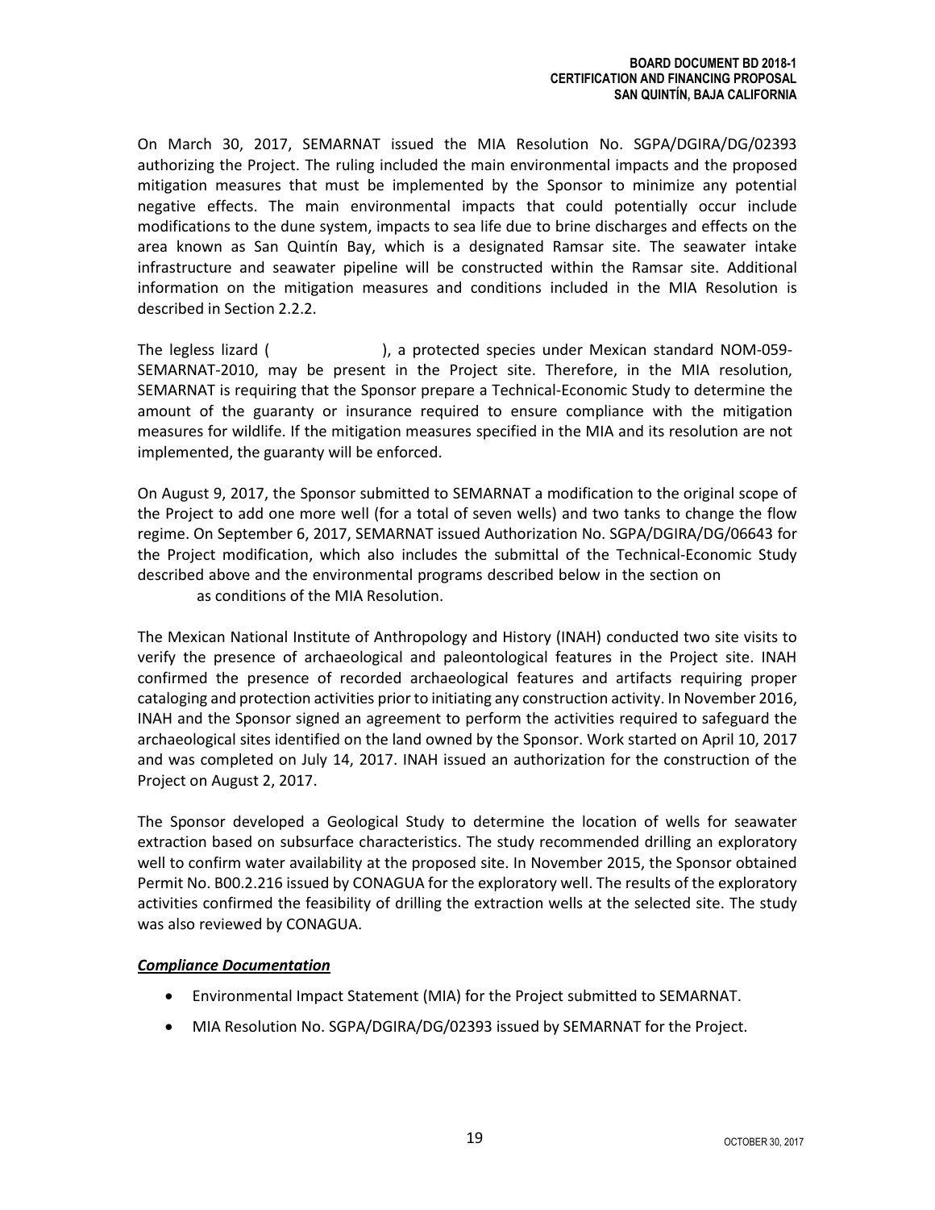On March 30, 2017, SEMARNAT issued the MIA Resolution No. SGPA/DGIRA/DG/02393 authorizing the Project. The ruling included the main environmental impacts and the proposed mitigation measures that must be implemented by the Sponsor to minimize any potential negative effects. The main environmental impacts that could potentially occur include modifications to the dune system, impacts to sea life due to brine discharges and effects on the area known as San Quintín Bay, which is a designated Ramsar site. The seawater intake infrastructure and seawater pipeline will be constructed within the Ramsar site. Additional information on the mitigation measures and conditions included in the MIA Resolution is described in Section 2.2.2.

The legless lizard ( ), a protected species under Mexican standard NOM-059-SEMARNAT-2010, may be present in the Project site. Therefore, in the MIA resolution, SEMARNAT is requiring that the Sponsor prepare a Technical-Economic Study to determine the amount of the guaranty or insurance required to ensure compliance with the mitigation measures for wildlife. If the mitigation measures specified in the MIA and its resolution are not implemented, the guaranty will be enforced.

On August 9, 2017, the Sponsor submitted to SEMARNAT a modification to the original scope of the Project to add one more well (for a total of seven wells) and two tanks to change the flow regime. On September 6, 2017, SEMARNAT issued Authorization No. SGPA/DGIRA/DG/06643 for the Project modification, which also includes the submittal of the Technical-Economic Study described above and the environmental programs described below in the section on as conditions of the MIA Resolution.

The Mexican National Institute of Anthropology and History (INAH) conducted two site visits to verify the presence of archaeological and paleontological features in the Project site. INAH confirmed the presence of recorded archaeological features and artifacts requiring proper cataloging and protection activities prior to initiating any construction activity. In November 2016, INAH and the Sponsor signed an agreement to perform the activities required to safeguard the archaeological sites identified on the land owned by the Sponsor. Work started on April 10, 2017 and was completed on July 14, 2017. INAH issued an authorization for the construction of the Project on August 2, 2017.

The Sponsor developed a Geological Study to determine the location of wells for seawater extraction based on subsurface characteristics. The study recommended drilling an exploratory well to confirm water availability at the proposed site. In November 2015, the Sponsor obtained Permit No. B00.2.216 issued by CONAGUA for the exploratory well. The results of the exploratory activities confirmed the feasibility of drilling the extraction wells at the selected site. The study was also reviewed by CONAGUA.

***Compliance Documentation***

- Environmental Impact Statement (MIA) for the Project submitted to SEMARNAT.
- MIA Resolution No. SGPA/DGIRA/DG/02393 issued by SEMARNAT for the Project.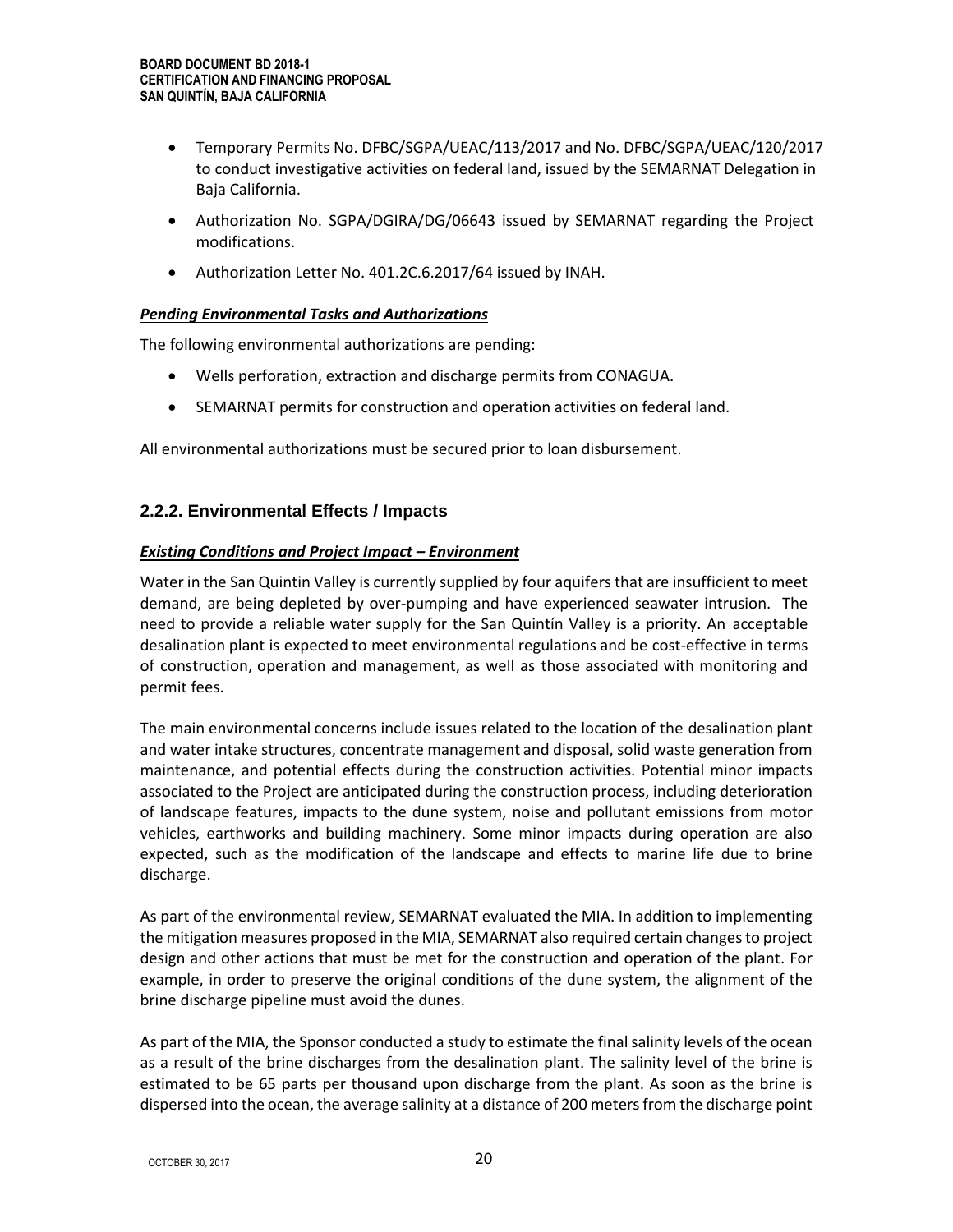- Temporary Permits No. DFBC/SGPA/UEAC/113/2017 and No. DFBC/SGPA/UEAC/120/2017 to conduct investigative activities on federal land, issued by the SEMARNAT Delegation in Baja California.
- Authorization No. SGPA/DGIRA/DG/06643 issued by SEMARNAT regarding the Project modifications.
- Authorization Letter No. 401.2C.6.2017/64 issued by INAH.

***Pending Environmental Tasks and Authorizations***

The following environmental authorizations are pending:

- Wells perforation, extraction and discharge permits from CONAGUA.
- SEMARNAT permits for construction and operation activities on federal land.

All environmental authorizations must be secured prior to loan disbursement.

### 2.2.2. Environmental Effects / Impacts

***Existing Conditions and Project Impact – Environment***

Water in the San Quintin Valley is currently supplied by four aquifers that are insufficient to meet demand, are being depleted by over-pumping and have experienced seawater intrusion. The need to provide a reliable water supply for the San Quintín Valley is a priority. An acceptable desalination plant is expected to meet environmental regulations and be cost-effective in terms of construction, operation and management, as well as those associated with monitoring and permit fees.

The main environmental concerns include issues related to the location of the desalination plant and water intake structures, concentrate management and disposal, solid waste generation from maintenance, and potential effects during the construction activities. Potential minor impacts associated to the Project are anticipated during the construction process, including deterioration of landscape features, impacts to the dune system, noise and pollutant emissions from motor vehicles, earthworks and building machinery. Some minor impacts during operation are also expected, such as the modification of the landscape and effects to marine life due to brine discharge.

As part of the environmental review, SEMARNAT evaluated the MIA. In addition to implementing the mitigation measures proposed in the MIA, SEMARNAT also required certain changes to project design and other actions that must be met for the construction and operation of the plant. For example, in order to preserve the original conditions of the dune system, the alignment of the brine discharge pipeline must avoid the dunes.

As part of the MIA, the Sponsor conducted a study to estimate the final salinity levels of the ocean as a result of the brine discharges from the desalination plant. The salinity level of the brine is estimated to be 65 parts per thousand upon discharge from the plant. As soon as the brine is dispersed into the ocean, the average salinity at a distance of 200 meters from the discharge point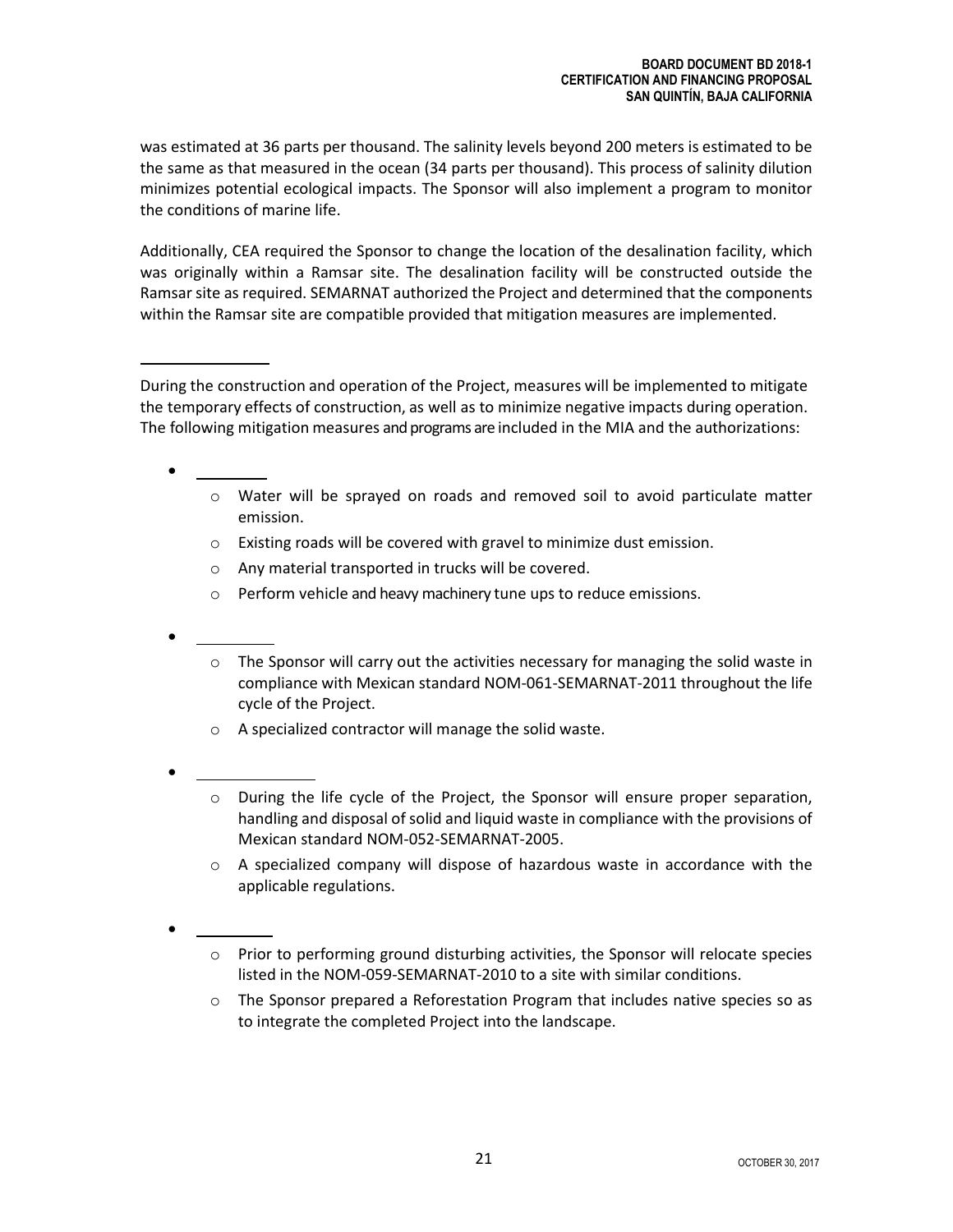was estimated at 36 parts per thousand. The salinity levels beyond 200 meters is estimated to be the same as that measured in the ocean (34 parts per thousand). This process of salinity dilution minimizes potential ecological impacts. The Sponsor will also implement a program to monitor the conditions of marine life.

Additionally, CEA required the Sponsor to change the location of the desalination facility, which was originally within a Ramsar site. The desalination facility will be constructed outside the Ramsar site as required. SEMARNAT authorized the Project and determined that the components within the Ramsar site are compatible provided that mitigation measures are implemented.

During the construction and operation of the Project, measures will be implemented to mitigate the temporary effects of construction, as well as to minimize negative impacts during operation. The following mitigation measures and programs are included in the MIA and the authorizations:

- 
  - Water will be sprayed on roads and removed soil to avoid particulate matter emission.
  - Existing roads will be covered with gravel to minimize dust emission.
  - Any material transported in trucks will be covered.
  - Perform vehicle and heavy machinery tune ups to reduce emissions.
- 
  - The Sponsor will carry out the activities necessary for managing the solid waste in compliance with Mexican standard NOM-061-SEMARNAT-2011 throughout the life cycle of the Project.
  - A specialized contractor will manage the solid waste.
- 
  - During the life cycle of the Project, the Sponsor will ensure proper separation, handling and disposal of solid and liquid waste in compliance with the provisions of Mexican standard NOM-052-SEMARNAT-2005.
  - A specialized company will dispose of hazardous waste in accordance with the applicable regulations.
- 
  - Prior to performing ground disturbing activities, the Sponsor will relocate species listed in the NOM-059-SEMARNAT-2010 to a site with similar conditions.
  - The Sponsor prepared a Reforestation Program that includes native species so as to integrate the completed Project into the landscape.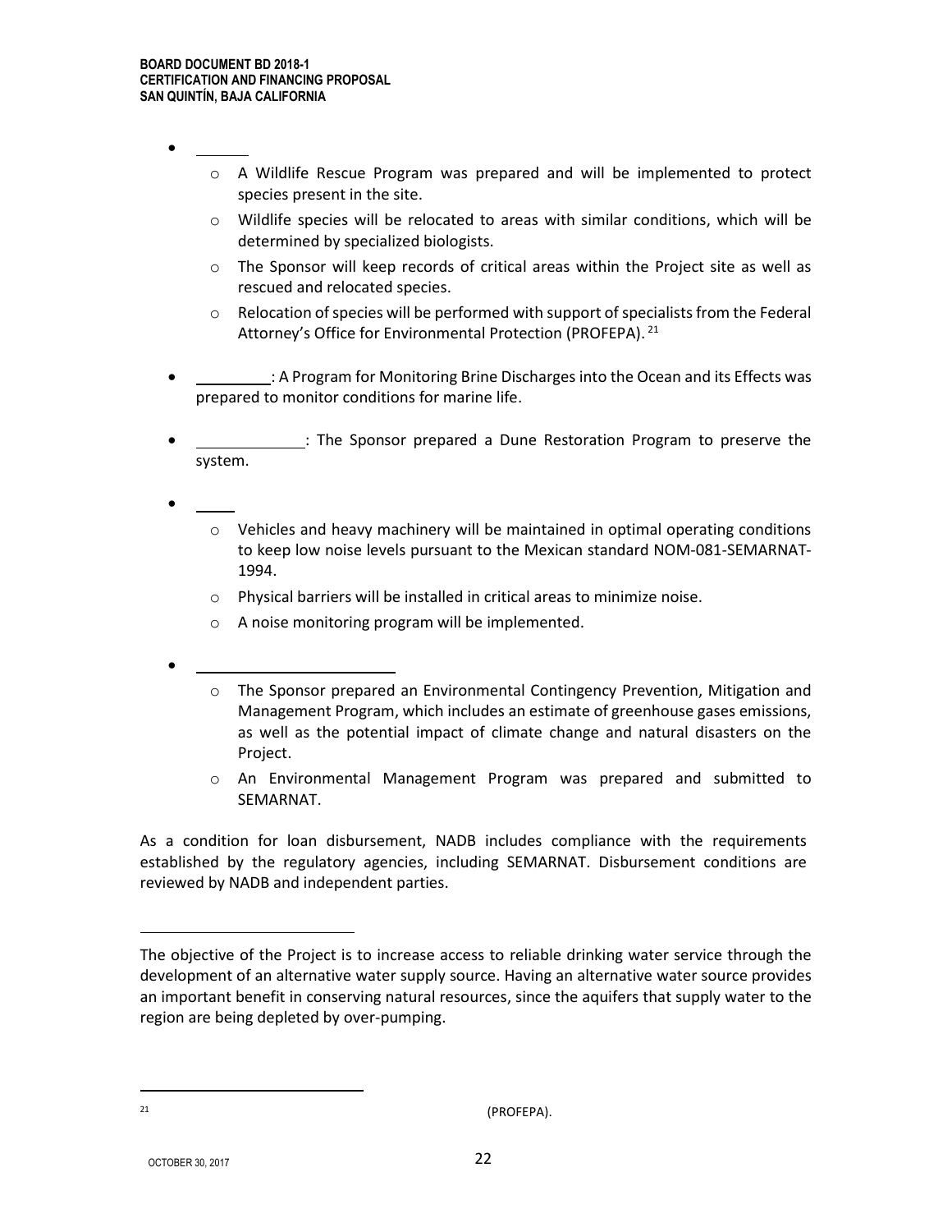- 
  - A Wildlife Rescue Program was prepared and will be implemented to protect species present in the site.
  - Wildlife species will be relocated to areas with similar conditions, which will be determined by specialized biologists.
  - The Sponsor will keep records of critical areas within the Project site as well as rescued and relocated species.
  - Relocation of species will be performed with support of specialists from the Federal Attorney's Office for Environmental Protection (PROFEPA).[21]
- : A Program for Monitoring Brine Discharges into the Ocean and its Effects was prepared to monitor conditions for marine life.
- : The Sponsor prepared a Dune Restoration Program to preserve the system.
- 
  - Vehicles and heavy machinery will be maintained in optimal operating conditions to keep low noise levels pursuant to the Mexican standard NOM-081-SEMARNAT-1994.
  - Physical barriers will be installed in critical areas to minimize noise.
  - A noise monitoring program will be implemented.
- 
  - The Sponsor prepared an Environmental Contingency Prevention, Mitigation and Management Program, which includes an estimate of greenhouse gases emissions, as well as the potential impact of climate change and natural disasters on the Project.
  - An Environmental Management Program was prepared and submitted to SEMARNAT.

As a condition for loan disbursement, NADB includes compliance with the requirements established by the regulatory agencies, including SEMARNAT. Disbursement conditions are reviewed by NADB and independent parties.

The objective of the Project is to increase access to reliable drinking water service through the development of an alternative water supply source. Having an alternative water source provides an important benefit in conserving natural resources, since the aquifers that supply water to the region are being depleted by over-pumping.

[21] (PROFEPA).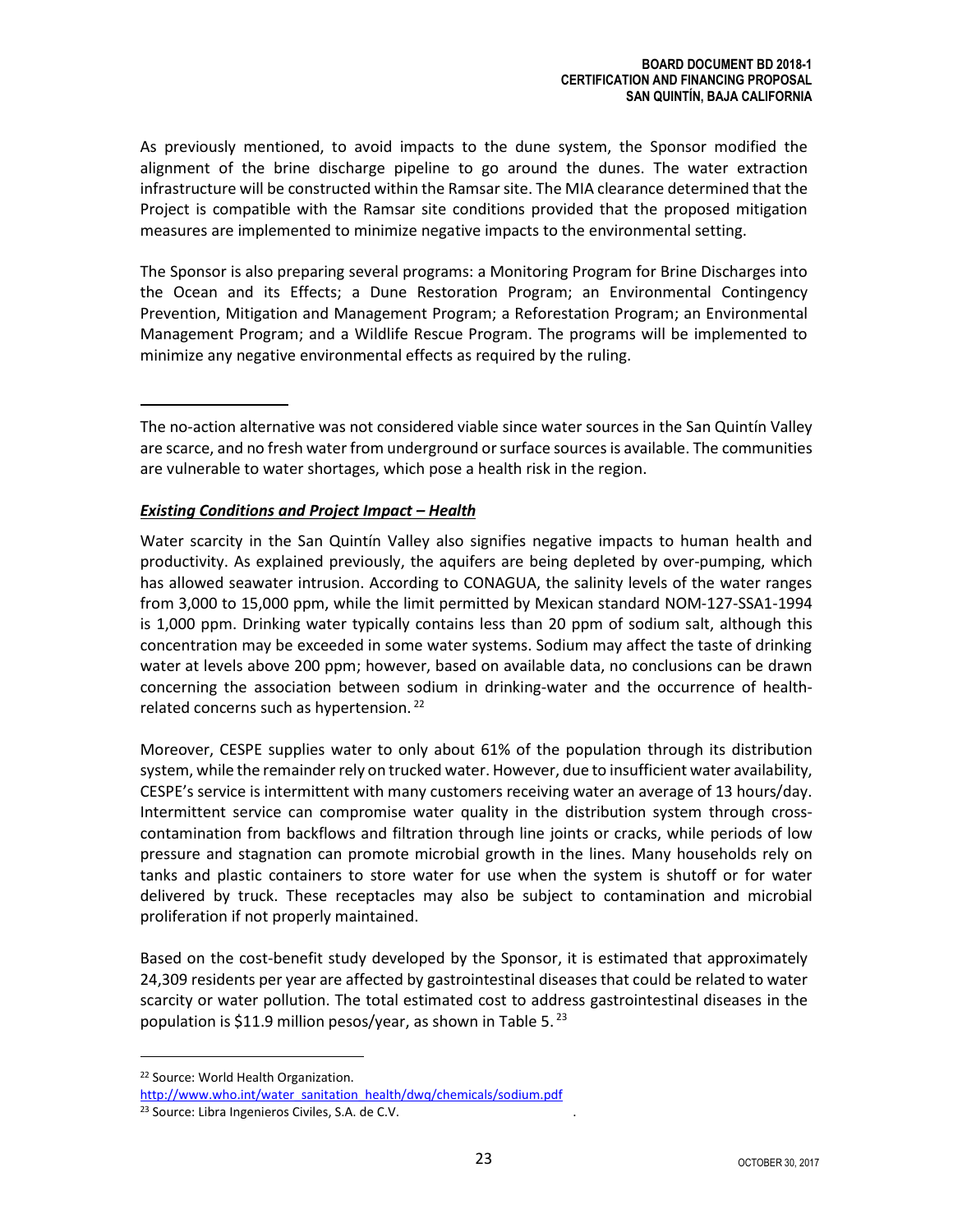As previously mentioned, to avoid impacts to the dune system, the Sponsor modified the alignment of the brine discharge pipeline to go around the dunes. The water extraction infrastructure will be constructed within the Ramsar site. The MIA clearance determined that the Project is compatible with the Ramsar site conditions provided that the proposed mitigation measures are implemented to minimize negative impacts to the environmental setting.

The Sponsor is also preparing several programs: a Monitoring Program for Brine Discharges into the Ocean and its Effects; a Dune Restoration Program; an Environmental Contingency Prevention, Mitigation and Management Program; a Reforestation Program; an Environmental Management Program; and a Wildlife Rescue Program. The programs will be implemented to minimize any negative environmental effects as required by the ruling.

---

The no-action alternative was not considered viable since water sources in the San Quintín Valley are scarce, and no fresh water from underground or surface sources is available. The communities are vulnerable to water shortages, which pose a health risk in the region.

***Existing Conditions and Project Impact – Health***

Water scarcity in the San Quintín Valley also signifies negative impacts to human health and productivity. As explained previously, the aquifers are being depleted by over-pumping, which has allowed seawater intrusion. According to CONAGUA, the salinity levels of the water ranges from 3,000 to 15,000 ppm, while the limit permitted by Mexican standard NOM-127-SSA1-1994 is 1,000 ppm. Drinking water typically contains less than 20 ppm of sodium salt, although this concentration may be exceeded in some water systems. Sodium may affect the taste of drinking water at levels above 200 ppm; however, based on available data, no conclusions can be drawn concerning the association between sodium in drinking-water and the occurrence of health-related concerns such as hypertension. [22]

Moreover, CESPE supplies water to only about 61% of the population through its distribution system, while the remainder rely on trucked water. However, due to insufficient water availability, CESPE's service is intermittent with many customers receiving water an average of 13 hours/day. Intermittent service can compromise water quality in the distribution system through cross-contamination from backflows and filtration through line joints or cracks, while periods of low pressure and stagnation can promote microbial growth in the lines. Many households rely on tanks and plastic containers to store water for use when the system is shutoff or for water delivered by truck. These receptacles may also be subject to contamination and microbial proliferation if not properly maintained.

Based on the cost-benefit study developed by the Sponsor, it is estimated that approximately 24,309 residents per year are affected by gastrointestinal diseases that could be related to water scarcity or water pollution. The total estimated cost to address gastrointestinal diseases in the population is $11.9 million pesos/year, as shown in Table 5. [23]

---

[22] Source: World Health Organization. http://www.who.int/water_sanitation_health/dwq/chemicals/sodium.pdf

[23] Source: Libra Ingenieros Civiles, S.A. de C.V.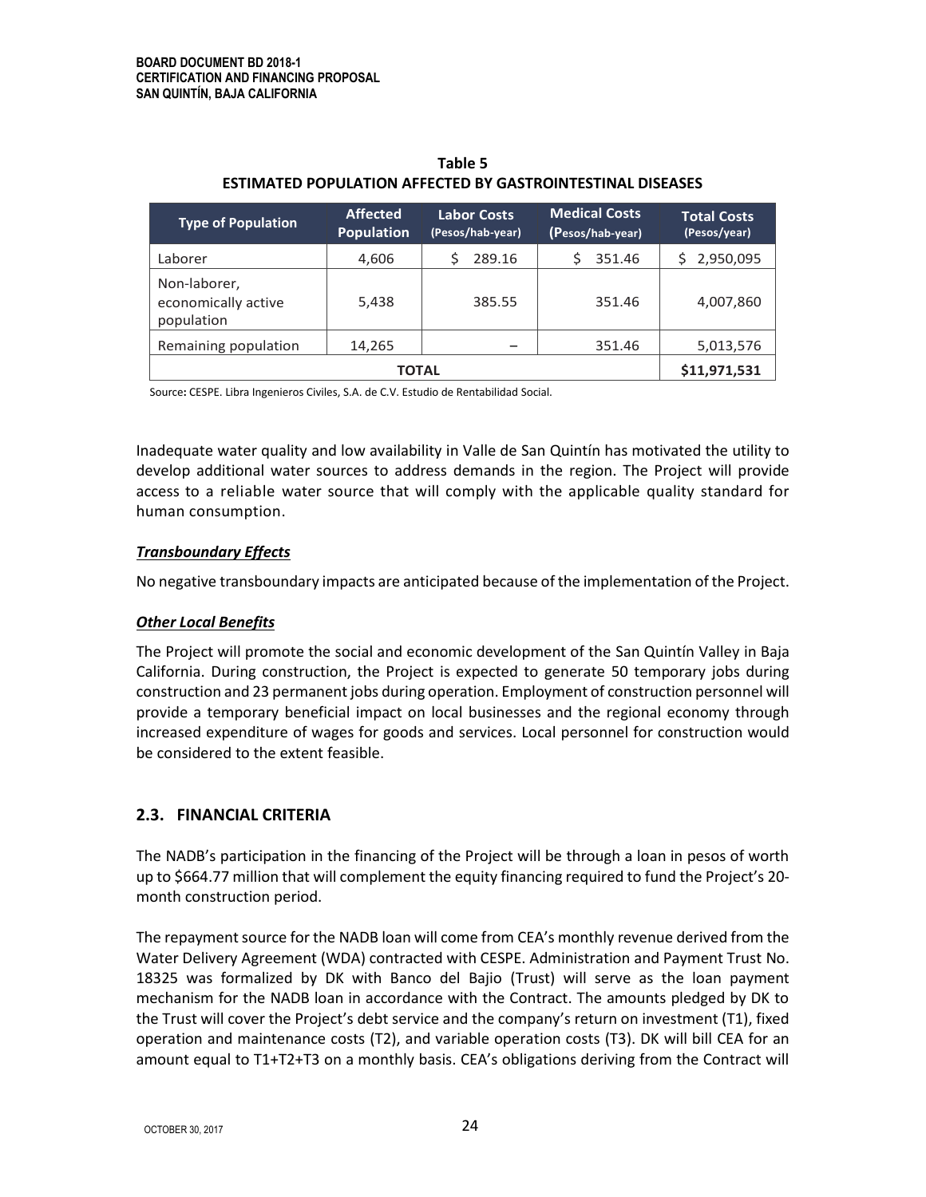**Table 5**
**ESTIMATED POPULATION AFFECTED BY GASTROINTESTINAL DISEASES**

| Type of Population | Affected Population | Labor Costs (Pesos/hab-year) | Medical Costs (Pesos/hab-year) | Total Costs (Pesos/year) |
|---|---|---|---|---|
| Laborer | 4,606 | $ 289.16 | $ 351.46 | $ 2,950,095 |
| Non-laborer, economically active population | 5,438 | 385.55 | 351.46 | 4,007,860 |
| Remaining population | 14,265 | – | 351.46 | 5,013,576 |
| TOTAL | | | | $11,971,531 |

Source: CESPE. Libra Ingenieros Civiles, S.A. de C.V. Estudio de Rentabilidad Social.

Inadequate water quality and low availability in Valle de San Quintín has motivated the utility to develop additional water sources to address demands in the region. The Project will provide access to a reliable water source that will comply with the applicable quality standard for human consumption.

***Transboundary Effects***

No negative transboundary impacts are anticipated because of the implementation of the Project.

***Other Local Benefits***

The Project will promote the social and economic development of the San Quintín Valley in Baja California. During construction, the Project is expected to generate 50 temporary jobs during construction and 23 permanent jobs during operation. Employment of construction personnel will provide a temporary beneficial impact on local businesses and the regional economy through increased expenditure of wages for goods and services. Local personnel for construction would be considered to the extent feasible.

## 2.3. FINANCIAL CRITERIA

The NADB's participation in the financing of the Project will be through a loan in pesos of worth up to $664.77 million that will complement the equity financing required to fund the Project's 20-month construction period.

The repayment source for the NADB loan will come from CEA's monthly revenue derived from the Water Delivery Agreement (WDA) contracted with CESPE. Administration and Payment Trust No. 18325 was formalized by DK with Banco del Bajio (Trust) will serve as the loan payment mechanism for the NADB loan in accordance with the Contract. The amounts pledged by DK to the Trust will cover the Project's debt service and the company's return on investment (T1), fixed operation and maintenance costs (T2), and variable operation costs (T3). DK will bill CEA for an amount equal to T1+T2+T3 on a monthly basis. CEA's obligations deriving from the Contract will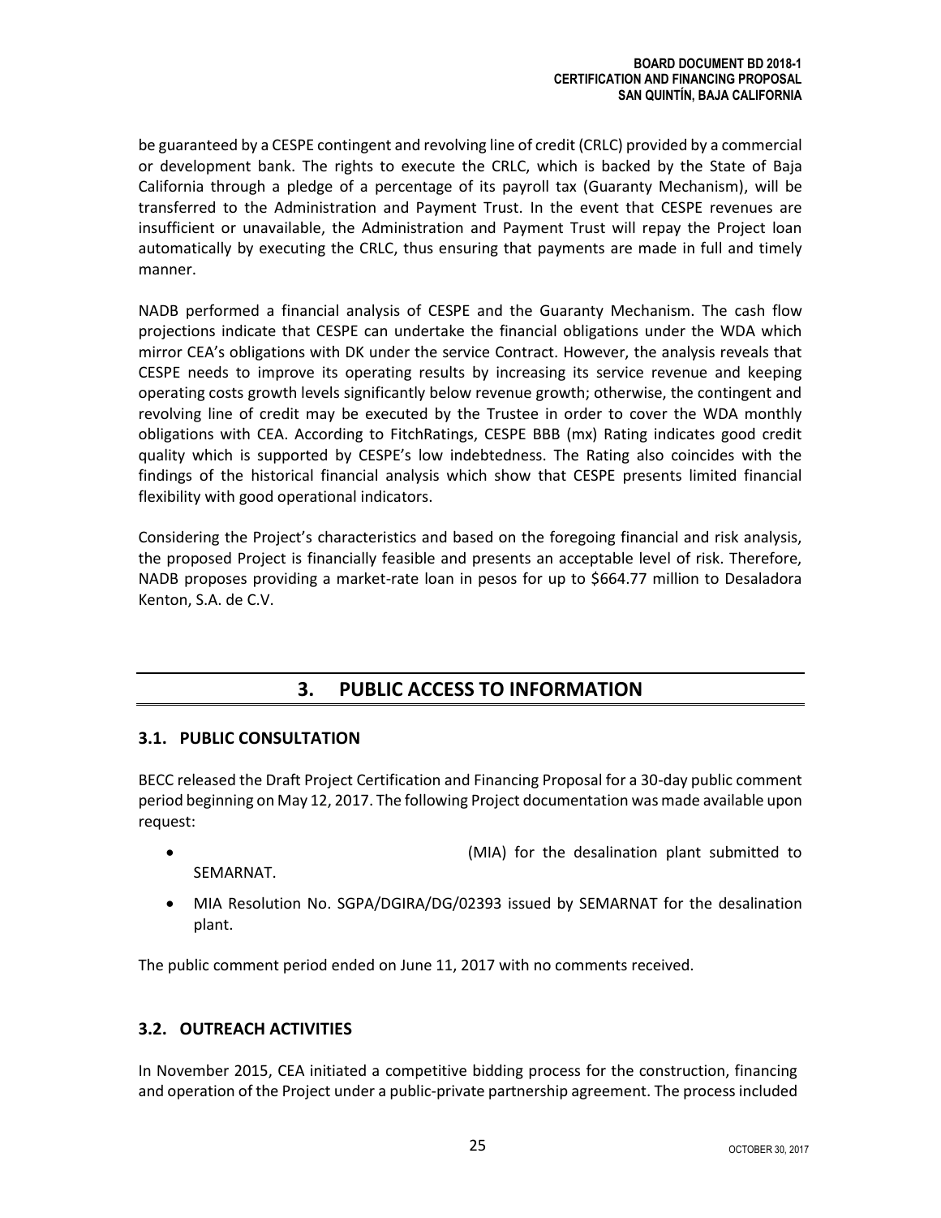be guaranteed by a CESPE contingent and revolving line of credit (CRLC) provided by a commercial or development bank. The rights to execute the CRLC, which is backed by the State of Baja California through a pledge of a percentage of its payroll tax (Guaranty Mechanism), will be transferred to the Administration and Payment Trust. In the event that CESPE revenues are insufficient or unavailable, the Administration and Payment Trust will repay the Project loan automatically by executing the CRLC, thus ensuring that payments are made in full and timely manner.

NADB performed a financial analysis of CESPE and the Guaranty Mechanism. The cash flow projections indicate that CESPE can undertake the financial obligations under the WDA which mirror CEA's obligations with DK under the service Contract. However, the analysis reveals that CESPE needs to improve its operating results by increasing its service revenue and keeping operating costs growth levels significantly below revenue growth; otherwise, the contingent and revolving line of credit may be executed by the Trustee in order to cover the WDA monthly obligations with CEA. According to FitchRatings, CESPE BBB (mx) Rating indicates good credit quality which is supported by CESPE's low indebtedness. The Rating also coincides with the findings of the historical financial analysis which show that CESPE presents limited financial flexibility with good operational indicators.

Considering the Project's characteristics and based on the foregoing financial and risk analysis, the proposed Project is financially feasible and presents an acceptable level of risk. Therefore, NADB proposes providing a market-rate loan in pesos for up to $664.77 million to Desaladora Kenton, S.A. de C.V.

# 3. PUBLIC ACCESS TO INFORMATION

## 3.1. PUBLIC CONSULTATION

BECC released the Draft Project Certification and Financing Proposal for a 30-day public comment period beginning on May 12, 2017. The following Project documentation was made available upon request:

- (MIA) for the desalination plant submitted to SEMARNAT.
- MIA Resolution No. SGPA/DGIRA/DG/02393 issued by SEMARNAT for the desalination plant.

The public comment period ended on June 11, 2017 with no comments received.

## 3.2. OUTREACH ACTIVITIES

In November 2015, CEA initiated a competitive bidding process for the construction, financing and operation of the Project under a public-private partnership agreement. The process included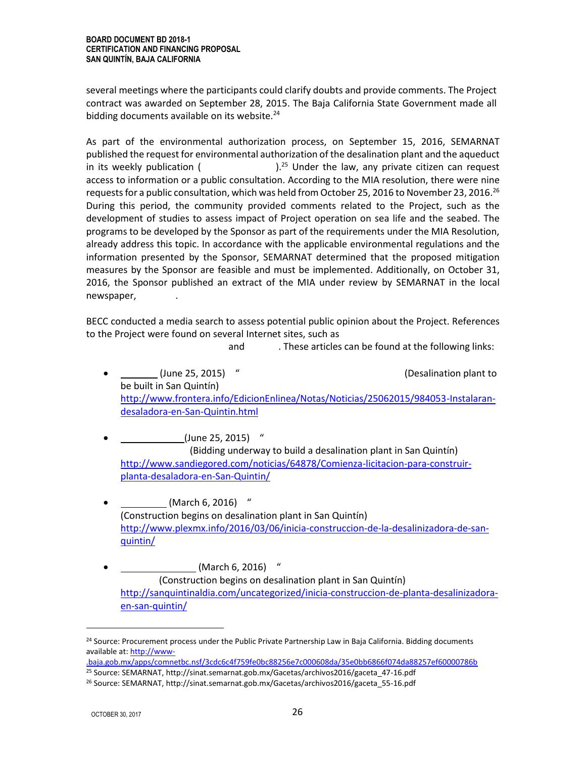several meetings where the participants could clarify doubts and provide comments. The Project contract was awarded on September 28, 2015. The Baja California State Government made all bidding documents available on its website.[24]

As part of the environmental authorization process, on September 15, 2016, SEMARNAT published the request for environmental authorization of the desalination plant and the aqueduct in its weekly publication ( ).[25] Under the law, any private citizen can request access to information or a public consultation. According to the MIA resolution, there were nine requests for a public consultation, which was held from October 25, 2016 to November 23, 2016.[26] During this period, the community provided comments related to the Project, such as the development of studies to assess impact of Project operation on sea life and the seabed. The programs to be developed by the Sponsor as part of the requirements under the MIA Resolution, already address this topic. In accordance with the applicable environmental regulations and the information presented by the Sponsor, SEMARNAT determined that the proposed mitigation measures by the Sponsor are feasible and must be implemented. Additionally, on October 31, 2016, the Sponsor published an extract of the MIA under review by SEMARNAT in the local newspaper, .

BECC conducted a media search to assess potential public opinion about the Project. References to the Project were found on several Internet sites, such as and . These articles can be found at the following links:

- (June 25, 2015) " (Desalination plant to be built in San Quintín)
  http://www.frontera.info/EdicionEnlinea/Notas/Noticias/25062015/984053-Instalaran-desaladora-en-San-Quintin.html

- (June 25, 2015) " (Bidding underway to build a desalination plant in San Quintín)
  http://www.sandiegored.com/noticias/64878/Comienza-licitacion-para-construir-planta-desaladora-en-San-Quintin/

- (March 6, 2016) " (Construction begins on desalination plant in San Quintín)
  http://www.plexmx.info/2016/03/06/inicia-construccion-de-la-desalinizadora-de-san-quintin/

- (March 6, 2016) " (Construction begins on desalination plant in San Quintín)
  http://sanquintinaldia.com/uncategorized/inicia-construccion-de-planta-desalinizadora-en-san-quintin/

---

[24] Source: Procurement process under the Public Private Partnership Law in Baja California. Bidding documents available at: http://www-.baja.gob.mx/apps/comnetbc.nsf/3cdc6c4f759fe0bc88256e7c000608da/35e0bb6866f074da88257ef60000786b

[25] Source: SEMARNAT, http://sinat.semarnat.gob.mx/Gacetas/archivos2016/gaceta_47-16.pdf

[26] Source: SEMARNAT, http://sinat.semarnat.gob.mx/Gacetas/archivos2016/gaceta_55-16.pdf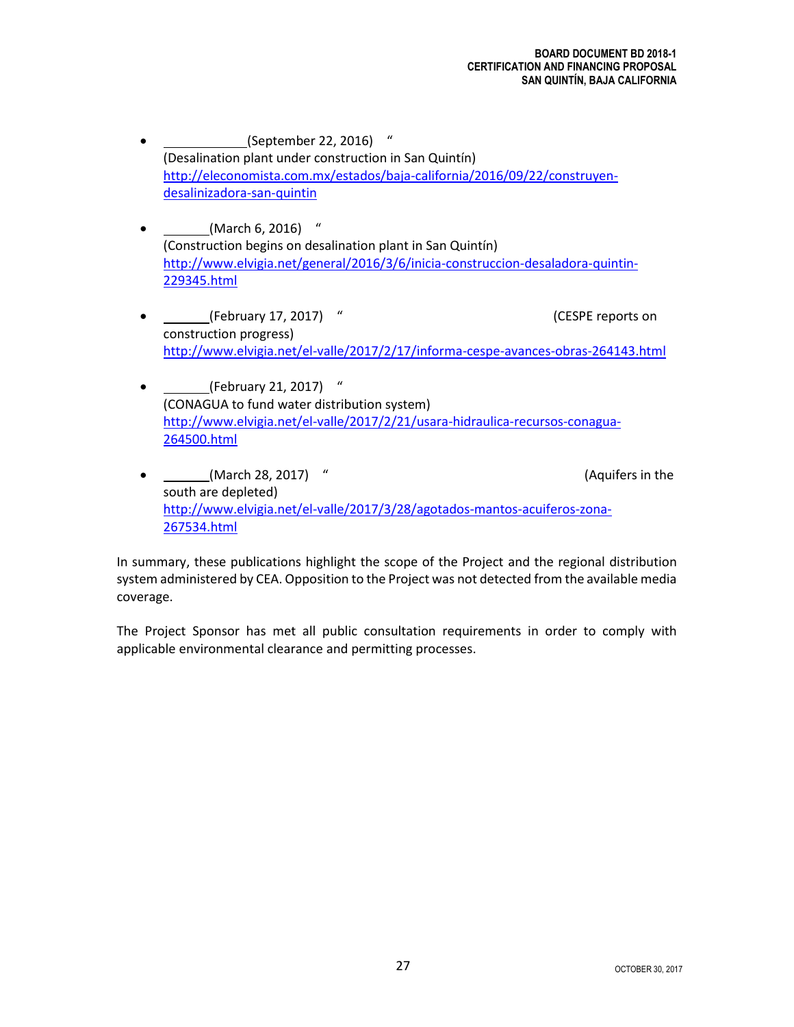- ____________ (September 22, 2016) "
(Desalination plant under construction in San Quintín)
http://eleconomista.com.mx/estados/baja-california/2016/09/22/construyen-desalinizadora-san-quintin

- ______ (March 6, 2016) "
(Construction begins on desalination plant in San Quintín)
http://www.elvigia.net/general/2016/3/6/inicia-construccion-desaladora-quintin-229345.html

- ______ (February 17, 2017) " (CESPE reports on construction progress)
http://www.elvigia.net/el-valle/2017/2/17/informa-cespe-avances-obras-264143.html

- ______ (February 21, 2017) "
(CONAGUA to fund water distribution system)
http://www.elvigia.net/el-valle/2017/2/21/usara-hidraulica-recursos-conagua-264500.html

- ______ (March 28, 2017) " (Aquifers in the south are depleted)
http://www.elvigia.net/el-valle/2017/3/28/agotados-mantos-acuiferos-zona-267534.html

In summary, these publications highlight the scope of the Project and the regional distribution system administered by CEA. Opposition to the Project was not detected from the available media coverage.

The Project Sponsor has met all public consultation requirements in order to comply with applicable environmental clearance and permitting processes.